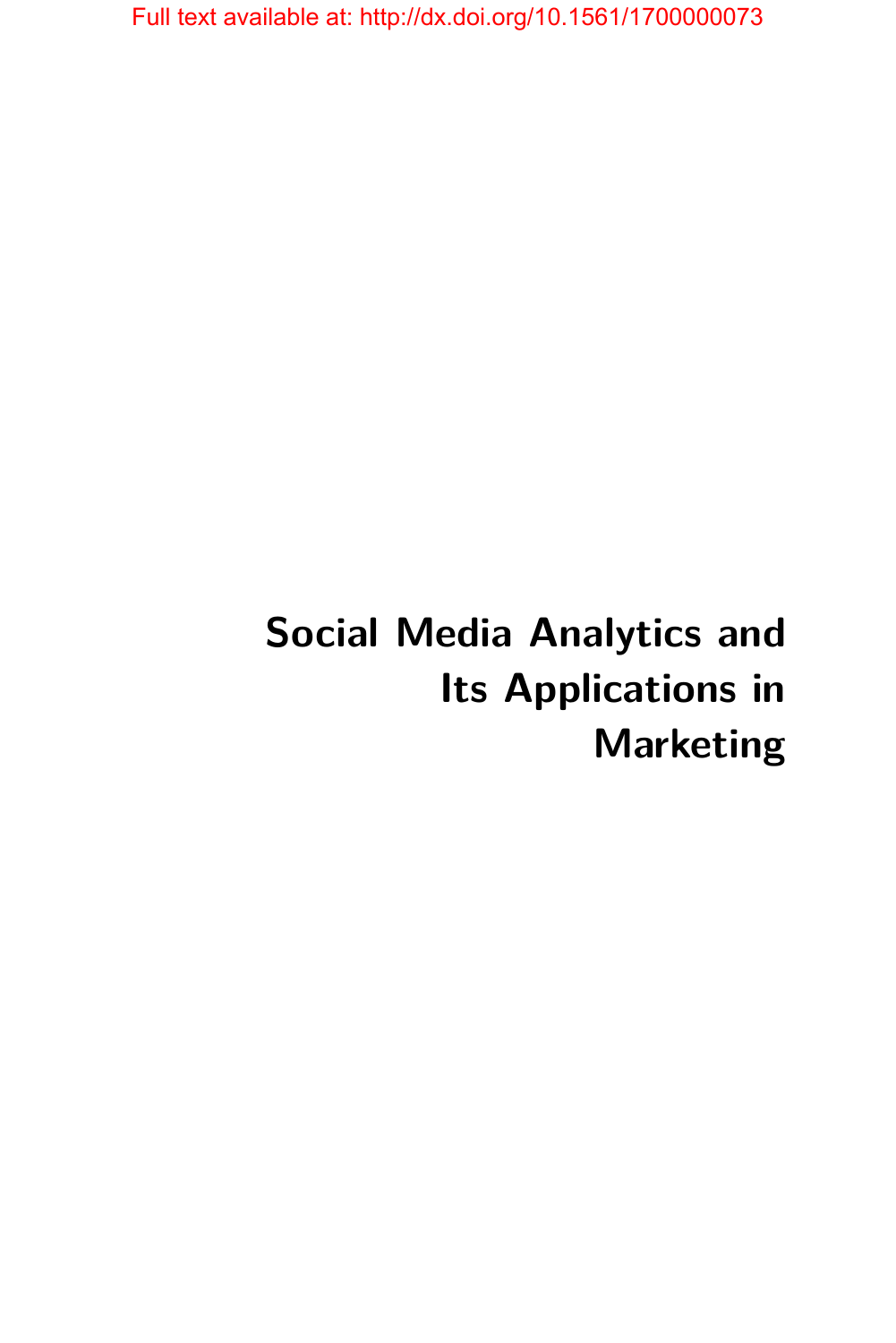Full text available at: http://dx.doi.org/10.1561/1700000073

# Social Media Analytics and Its Applications in Marketing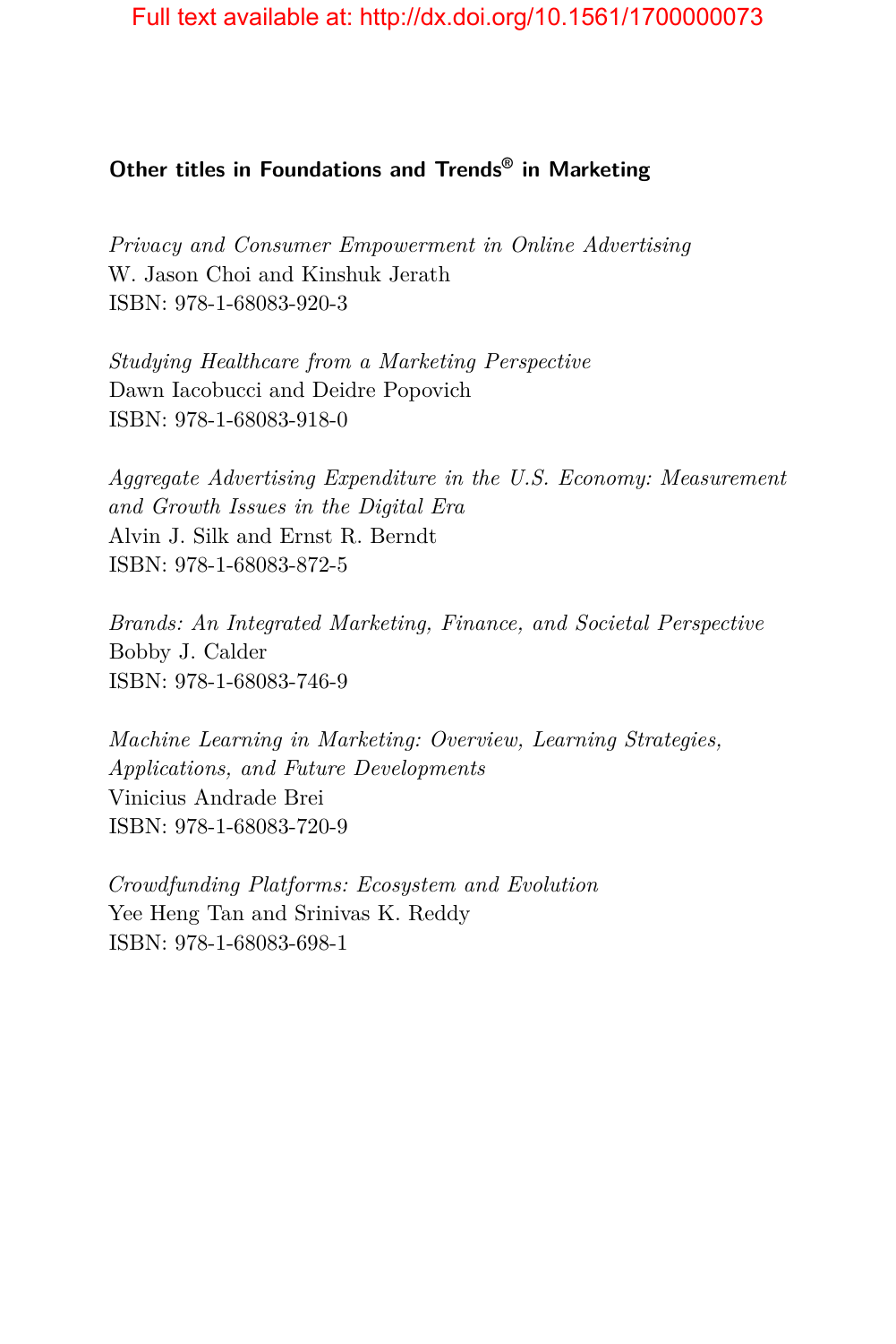## Other titles in Foundations and Trends® in Marketing

*Privacy and Consumer Empowerment in Online Advertising*
W. Jason Choi and Kinshuk Jerath
ISBN: 978-1-68083-920-3

*Studying Healthcare from a Marketing Perspective*
Dawn Iacobucci and Deidre Popovich
ISBN: 978-1-68083-918-0

*Aggregate Advertising Expenditure in the U.S. Economy: Measurement and Growth Issues in the Digital Era*
Alvin J. Silk and Ernst R. Berndt
ISBN: 978-1-68083-872-5

*Brands: An Integrated Marketing, Finance, and Societal Perspective*
Bobby J. Calder
ISBN: 978-1-68083-746-9

*Machine Learning in Marketing: Overview, Learning Strategies, Applications, and Future Developments*
Vinicius Andrade Brei
ISBN: 978-1-68083-720-9

*Crowdfunding Platforms: Ecosystem and Evolution*
Yee Heng Tan and Srinivas K. Reddy
ISBN: 978-1-68083-698-1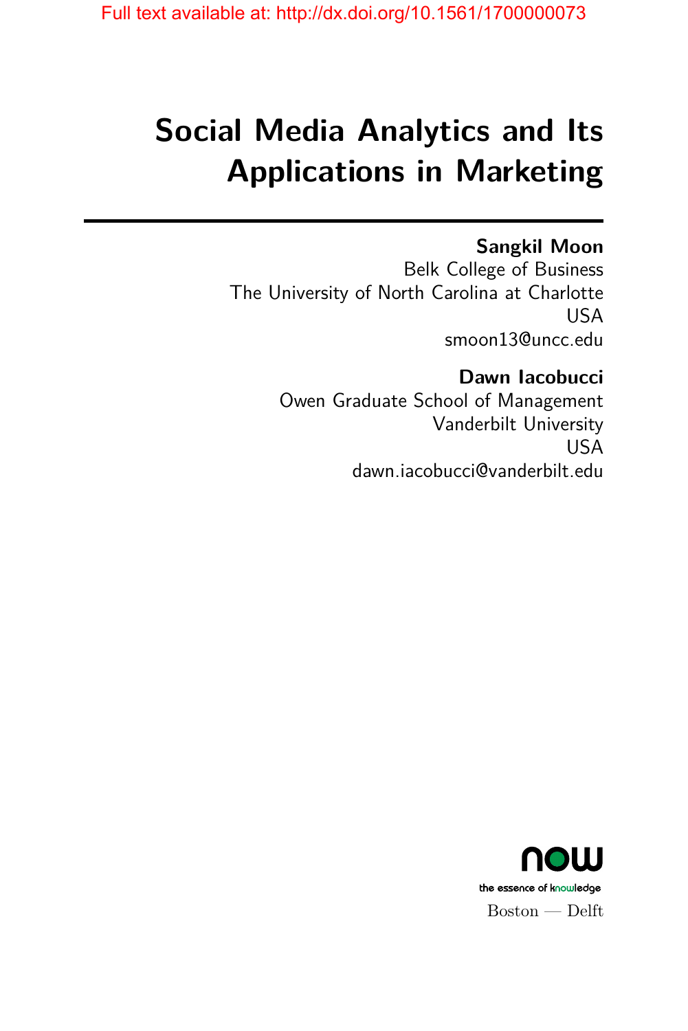# Social Media Analytics and Its Applications in Marketing

**Sangkil Moon**
Belk College of Business
The University of North Carolina at Charlotte
USA
smoon13@uncc.edu

**Dawn Iacobucci**
Owen Graduate School of Management
Vanderbilt University
USA
dawn.iacobucci@vanderbilt.edu

now
the essence of knowledge
Boston — Delft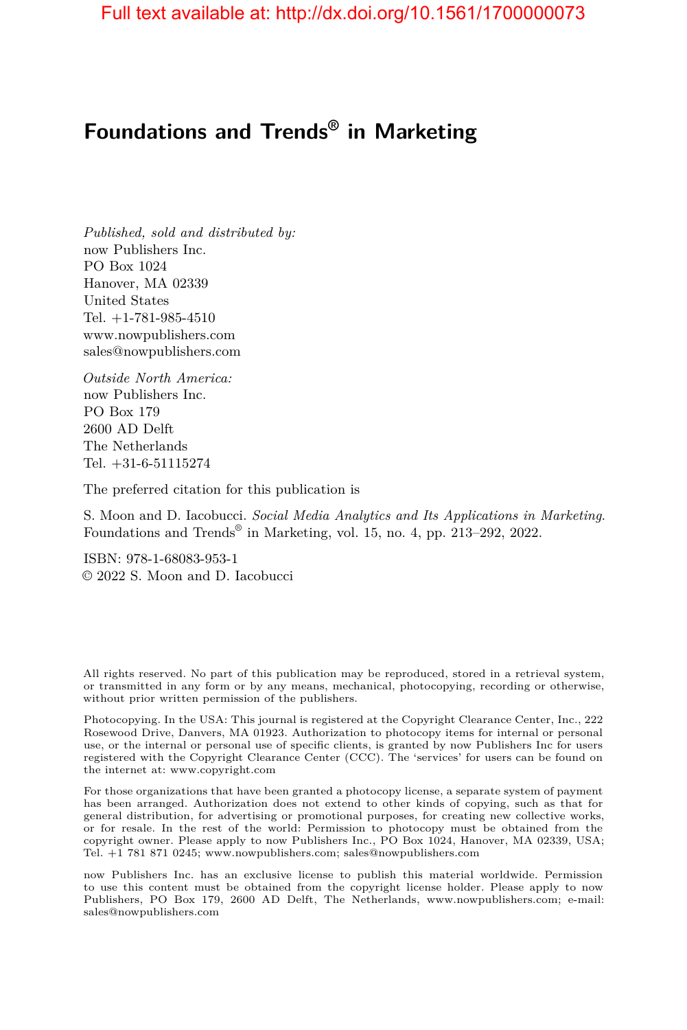# Foundations and Trends® in Marketing

*Published, sold and distributed by:*
now Publishers Inc.
PO Box 1024
Hanover, MA 02339
United States
Tel. +1-781-985-4510
www.nowpublishers.com
sales@nowpublishers.com

*Outside North America:*
now Publishers Inc.
PO Box 179
2600 AD Delft
The Netherlands
Tel. +31-6-51115274

The preferred citation for this publication is

S. Moon and D. Iacobucci. *Social Media Analytics and Its Applications in Marketing*. Foundations and Trends® in Marketing, vol. 15, no. 4, pp. 213–292, 2022.

ISBN: 978-1-68083-953-1
© 2022 S. Moon and D. Iacobucci

All rights reserved. No part of this publication may be reproduced, stored in a retrieval system, or transmitted in any form or by any means, mechanical, photocopying, recording or otherwise, without prior written permission of the publishers.

Photocopying. In the USA: This journal is registered at the Copyright Clearance Center, Inc., 222 Rosewood Drive, Danvers, MA 01923. Authorization to photocopy items for internal or personal use, or the internal or personal use of specific clients, is granted by now Publishers Inc for users registered with the Copyright Clearance Center (CCC). The 'services' for users can be found on the internet at: www.copyright.com

For those organizations that have been granted a photocopy license, a separate system of payment has been arranged. Authorization does not extend to other kinds of copying, such as that for general distribution, for advertising or promotional purposes, for creating new collective works, or for resale. In the rest of the world: Permission to photocopy must be obtained from the copyright owner. Please apply to now Publishers Inc., PO Box 1024, Hanover, MA 02339, USA; Tel. +1 781 871 0245; www.nowpublishers.com; sales@nowpublishers.com

now Publishers Inc. has an exclusive license to publish this material worldwide. Permission to use this content must be obtained from the copyright license holder. Please apply to now Publishers, PO Box 179, 2600 AD Delft, The Netherlands, www.nowpublishers.com; e-mail: sales@nowpublishers.com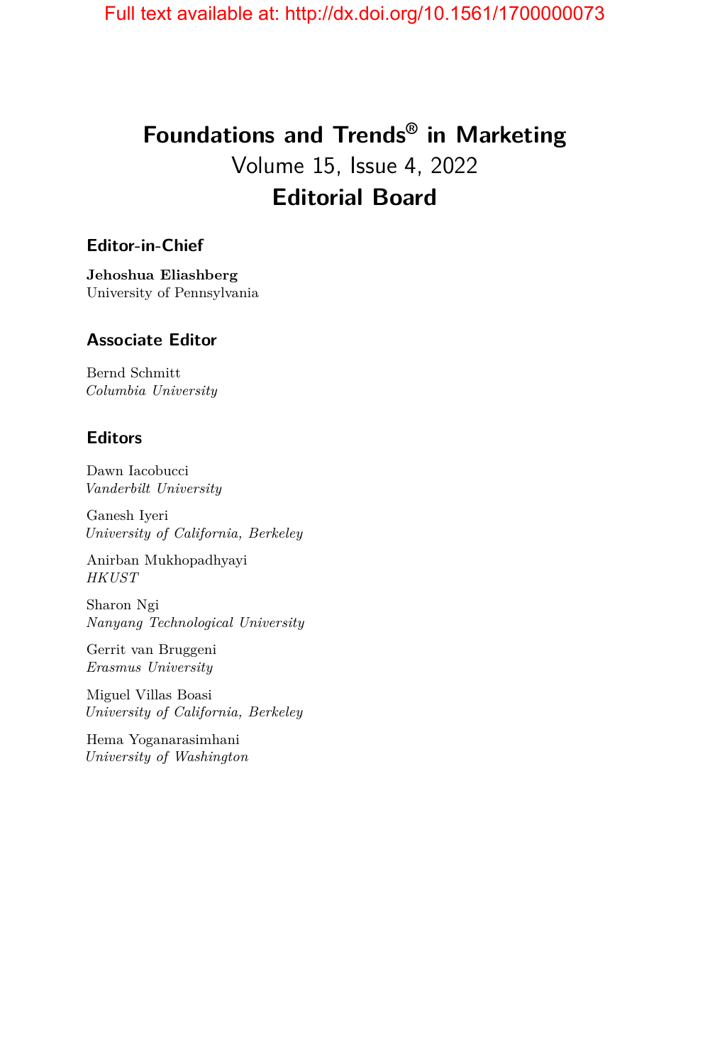Full text available at: http://dx.doi.org/10.1561/1700000073

# Foundations and Trends® in Marketing

Volume 15, Issue 4, 2022

## Editorial Board

### Editor-in-Chief

**Jehoshua Eliashberg**
University of Pennsylvania

### Associate Editor

Bernd Schmitt
*Columbia University*

### Editors

Dawn Iacobucci
*Vanderbilt University*

Ganesh Iyeri
*University of California, Berkeley*

Anirban Mukhopadhyayi
*HKUST*

Sharon Ngi
*Nanyang Technological University*

Gerrit van Bruggeni
*Erasmus University*

Miguel Villas Boasi
*University of California, Berkeley*

Hema Yoganarasimhani
*University of Washington*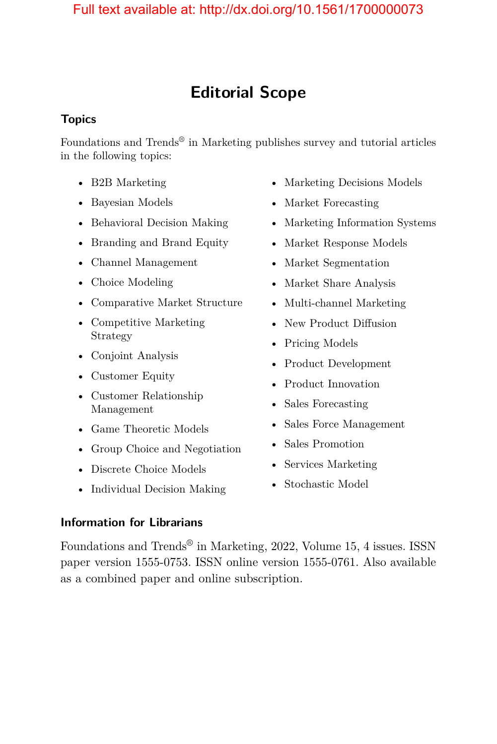# Editorial Scope

### Topics

Foundations and Trends® in Marketing publishes survey and tutorial articles in the following topics:

- B2B Marketing
- Bayesian Models
- Behavioral Decision Making
- Branding and Brand Equity
- Channel Management
- Choice Modeling
- Comparative Market Structure
- Competitive Marketing Strategy
- Conjoint Analysis
- Customer Equity
- Customer Relationship Management
- Game Theoretic Models
- Group Choice and Negotiation
- Discrete Choice Models
- Individual Decision Making
- Marketing Decisions Models
- Market Forecasting
- Marketing Information Systems
- Market Response Models
- Market Segmentation
- Market Share Analysis
- Multi-channel Marketing
- New Product Diffusion
- Pricing Models
- Product Development
- Product Innovation
- Sales Forecasting
- Sales Force Management
- Sales Promotion
- Services Marketing
- Stochastic Model

### Information for Librarians

Foundations and Trends® in Marketing, 2022, Volume 15, 4 issues. ISSN paper version 1555-0753. ISSN online version 1555-0761. Also available as a combined paper and online subscription.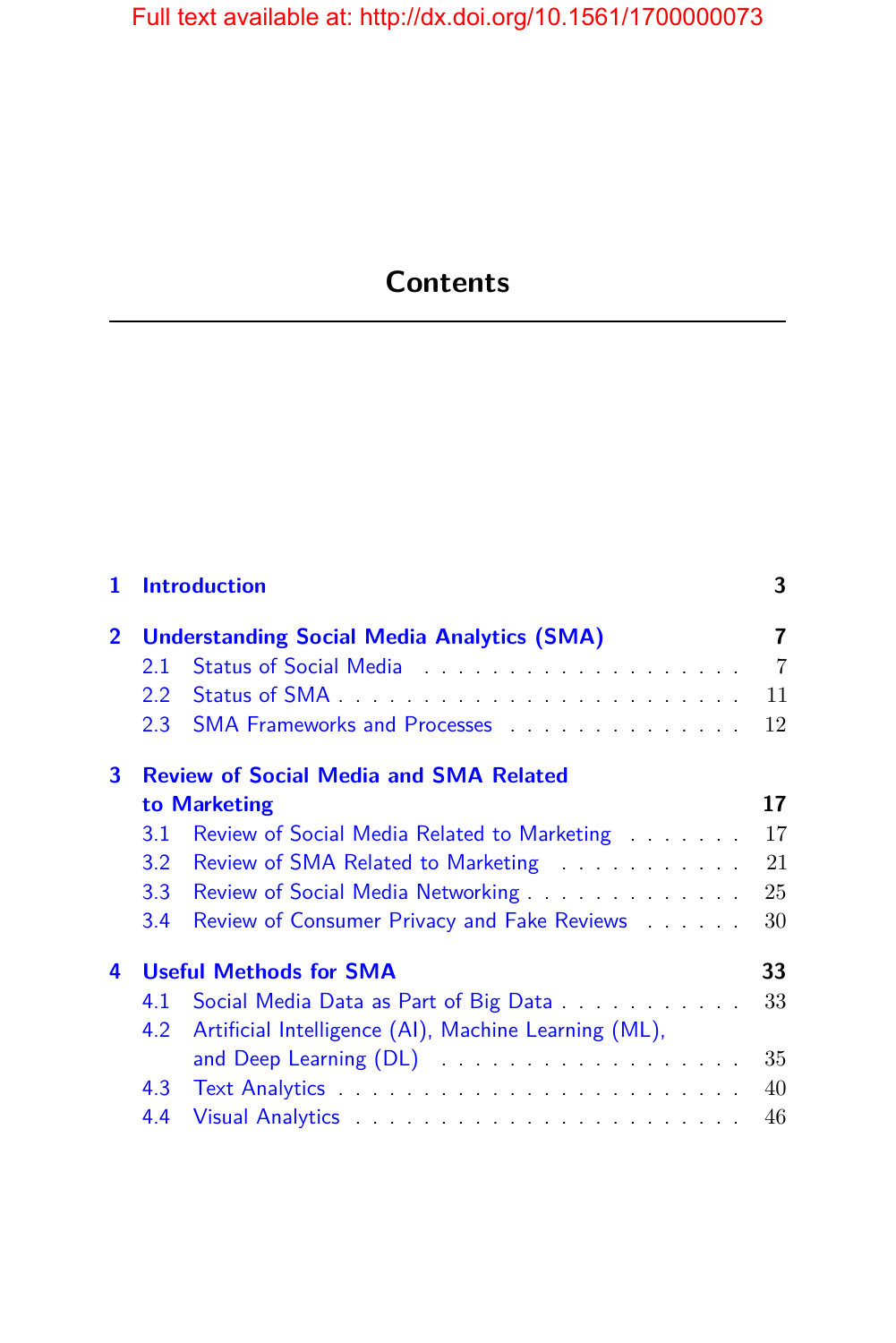# Contents

**1 Introduction** **3**

**2 Understanding Social Media Analytics (SMA)** **7**

- 2.1 Status of Social Media . . . . . . . . . . . . . . . . . . . . 7
- 2.2 Status of SMA . . . . . . . . . . . . . . . . . . . . . . . . 11
- 2.3 SMA Frameworks and Processes . . . . . . . . . . . . . . . 12

**3 Review of Social Media and SMA Related to Marketing** **17**

- 3.1 Review of Social Media Related to Marketing . . . . . . . 17
- 3.2 Review of SMA Related to Marketing . . . . . . . . . . . 21
- 3.3 Review of Social Media Networking . . . . . . . . . . . . . 25
- 3.4 Review of Consumer Privacy and Fake Reviews . . . . . . 30

**4 Useful Methods for SMA** **33**

- 4.1 Social Media Data as Part of Big Data . . . . . . . . . . . 33
- 4.2 Artificial Intelligence (AI), Machine Learning (ML), and Deep Learning (DL) . . . . . . . . . . . . . . . . . . . 35
- 4.3 Text Analytics . . . . . . . . . . . . . . . . . . . . . . . . 40
- 4.4 Visual Analytics . . . . . . . . . . . . . . . . . . . . . . . 46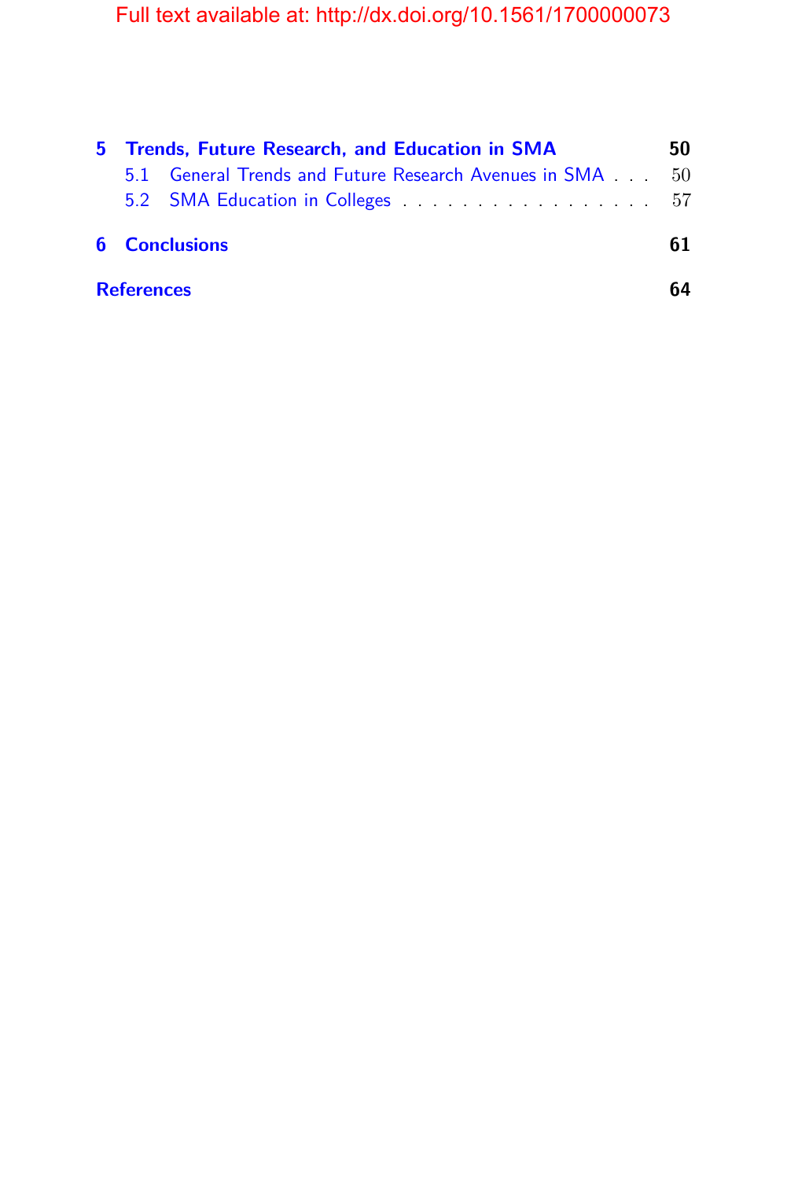**5 Trends, Future Research, and Education in SMA** **50**

- 5.1 General Trends and Future Research Avenues in SMA . . . 50
- 5.2 SMA Education in Colleges . . . . . . . . . . . . . . . . . . 57

**6 Conclusions** **61**

**References** **64**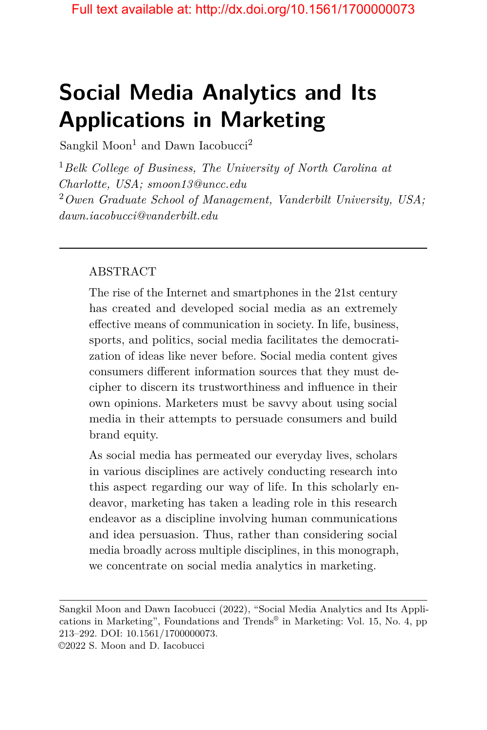# Social Media Analytics and Its Applications in Marketing

Sangkil Moon[1] and Dawn Iacobucci[2]

[1]*Belk College of Business, The University of North Carolina at Charlotte, USA; smoon13@uncc.edu*
[2]*Owen Graduate School of Management, Vanderbilt University, USA; dawn.iacobucci@vanderbilt.edu*

---

ABSTRACT

The rise of the Internet and smartphones in the 21st century has created and developed social media as an extremely effective means of communication in society. In life, business, sports, and politics, social media facilitates the democratization of ideas like never before. Social media content gives consumers different information sources that they must decipher to discern its trustworthiness and influence in their own opinions. Marketers must be savvy about using social media in their attempts to persuade consumers and build brand equity.

As social media has permeated our everyday lives, scholars in various disciplines are actively conducting research into this aspect regarding our way of life. In this scholarly endeavor, marketing has taken a leading role in this research endeavor as a discipline involving human communications and idea persuasion. Thus, rather than considering social media broadly across multiple disciplines, in this monograph, we concentrate on social media analytics in marketing.

---

Sangkil Moon and Dawn Iacobucci (2022), "Social Media Analytics and Its Applications in Marketing", Foundations and Trends® in Marketing: Vol. 15, No. 4, pp 213–292. DOI: 10.1561/1700000073.
©2022 S. Moon and D. Iacobucci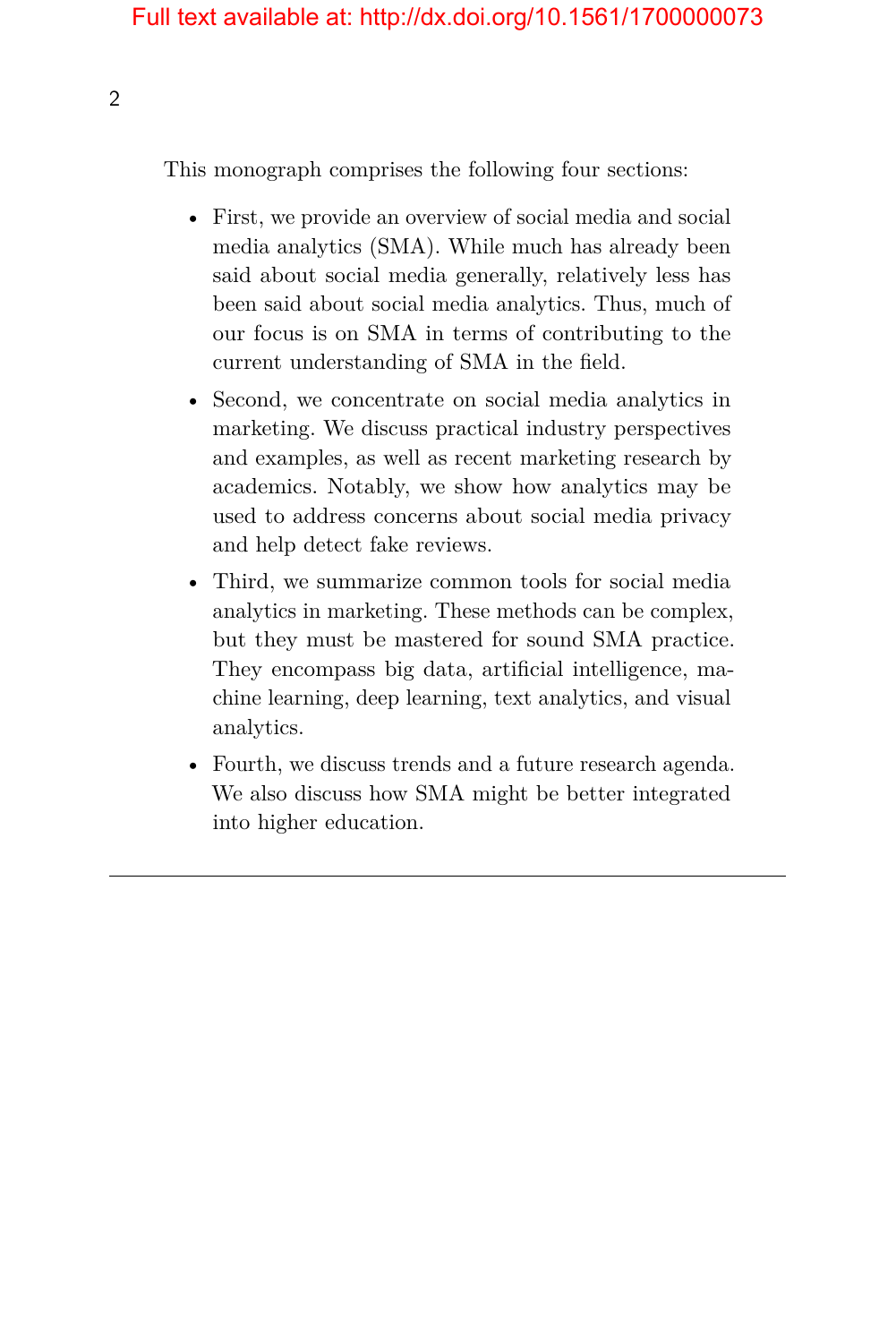This monograph comprises the following four sections:

- First, we provide an overview of social media and social media analytics (SMA). While much has already been said about social media generally, relatively less has been said about social media analytics. Thus, much of our focus is on SMA in terms of contributing to the current understanding of SMA in the field.
- Second, we concentrate on social media analytics in marketing. We discuss practical industry perspectives and examples, as well as recent marketing research by academics. Notably, we show how analytics may be used to address concerns about social media privacy and help detect fake reviews.
- Third, we summarize common tools for social media analytics in marketing. These methods can be complex, but they must be mastered for sound SMA practice. They encompass big data, artificial intelligence, machine learning, deep learning, text analytics, and visual analytics.
- Fourth, we discuss trends and a future research agenda. We also discuss how SMA might be better integrated into higher education.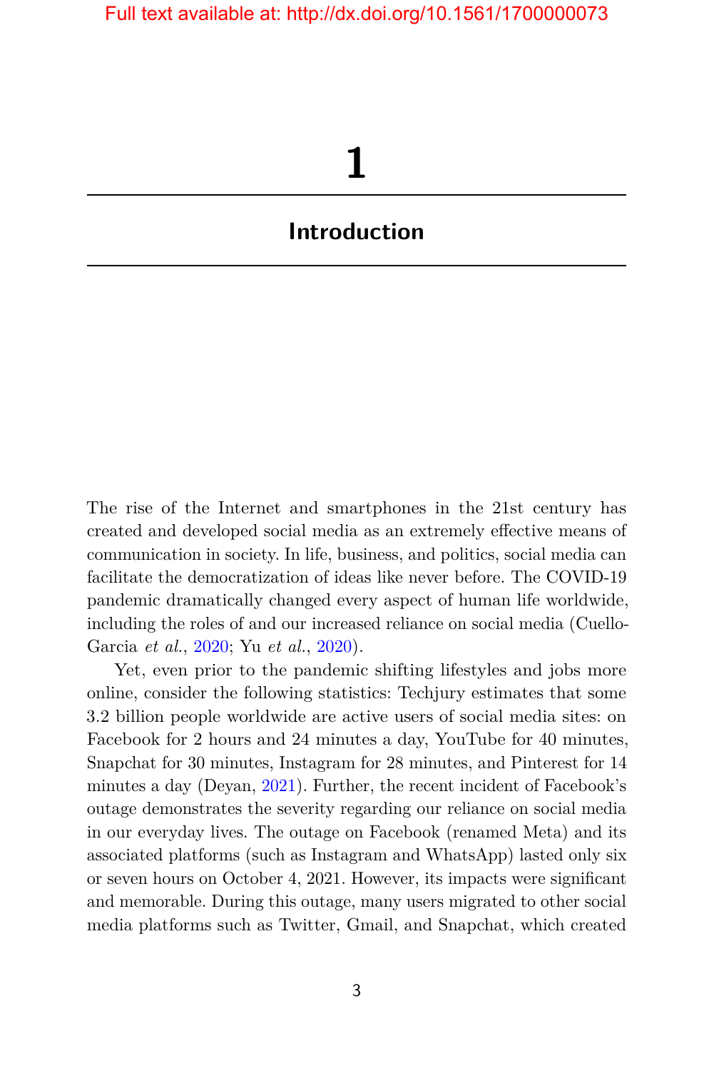# 1

## Introduction

The rise of the Internet and smartphones in the 21st century has created and developed social media as an extremely effective means of communication in society. In life, business, and politics, social media can facilitate the democratization of ideas like never before. The COVID-19 pandemic dramatically changed every aspect of human life worldwide, including the roles of and our increased reliance on social media (Cuello-Garcia *et al.*, 2020; Yu *et al.*, 2020).

Yet, even prior to the pandemic shifting lifestyles and jobs more online, consider the following statistics: Techjury estimates that some 3.2 billion people worldwide are active users of social media sites: on Facebook for 2 hours and 24 minutes a day, YouTube for 40 minutes, Snapchat for 30 minutes, Instagram for 28 minutes, and Pinterest for 14 minutes a day (Deyan, 2021). Further, the recent incident of Facebook's outage demonstrates the severity regarding our reliance on social media in our everyday lives. The outage on Facebook (renamed Meta) and its associated platforms (such as Instagram and WhatsApp) lasted only six or seven hours on October 4, 2021. However, its impacts were significant and memorable. During this outage, many users migrated to other social media platforms such as Twitter, Gmail, and Snapchat, which created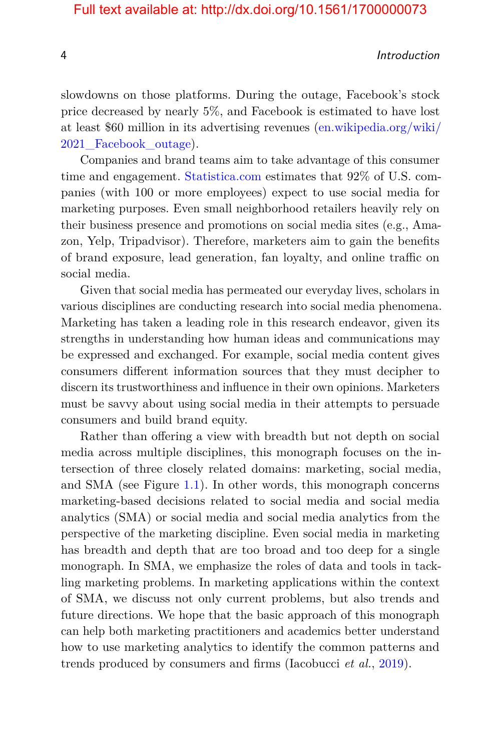slowdowns on those platforms. During the outage, Facebook's stock price decreased by nearly 5%, and Facebook is estimated to have lost at least $60 million in its advertising revenues (en.wikipedia.org/wiki/2021_Facebook_outage).

Companies and brand teams aim to take advantage of this consumer time and engagement. Statistica.com estimates that 92% of U.S. companies (with 100 or more employees) expect to use social media for marketing purposes. Even small neighborhood retailers heavily rely on their business presence and promotions on social media sites (e.g., Amazon, Yelp, Tripadvisor). Therefore, marketers aim to gain the benefits of brand exposure, lead generation, fan loyalty, and online traffic on social media.

Given that social media has permeated our everyday lives, scholars in various disciplines are conducting research into social media phenomena. Marketing has taken a leading role in this research endeavor, given its strengths in understanding how human ideas and communications may be expressed and exchanged. For example, social media content gives consumers different information sources that they must decipher to discern its trustworthiness and influence in their own opinions. Marketers must be savvy about using social media in their attempts to persuade consumers and build brand equity.

Rather than offering a view with breadth but not depth on social media across multiple disciplines, this monograph focuses on the intersection of three closely related domains: marketing, social media, and SMA (see Figure 1.1). In other words, this monograph concerns marketing-based decisions related to social media and social media analytics (SMA) or social media and social media analytics from the perspective of the marketing discipline. Even social media in marketing has breadth and depth that are too broad and too deep for a single monograph. In SMA, we emphasize the roles of data and tools in tackling marketing problems. In marketing applications within the context of SMA, we discuss not only current problems, but also trends and future directions. We hope that the basic approach of this monograph can help both marketing practitioners and academics better understand how to use marketing analytics to identify the common patterns and trends produced by consumers and firms (Iacobucci *et al.*, 2019).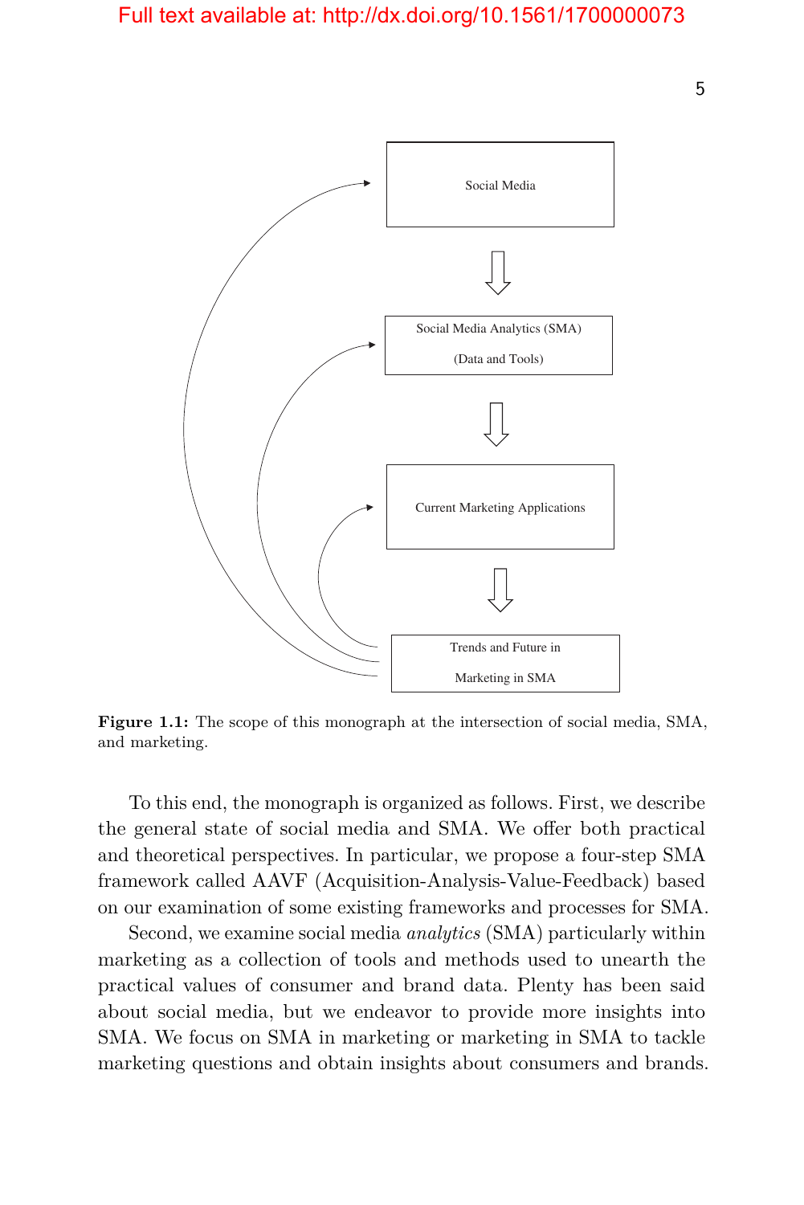Social Media

Social Media Analytics (SMA)

(Data and Tools)

Current Marketing Applications

Trends and Future in

Marketing in SMA

**Figure 1.1:** The scope of this monograph at the intersection of social media, SMA, and marketing.

To this end, the monograph is organized as follows. First, we describe the general state of social media and SMA. We offer both practical and theoretical perspectives. In particular, we propose a four-step SMA framework called AAVF (Acquisition-Analysis-Value-Feedback) based on our examination of some existing frameworks and processes for SMA.

Second, we examine social media *analytics* (SMA) particularly within marketing as a collection of tools and methods used to unearth the practical values of consumer and brand data. Plenty has been said about social media, but we endeavor to provide more insights into SMA. We focus on SMA in marketing or marketing in SMA to tackle marketing questions and obtain insights about consumers and brands.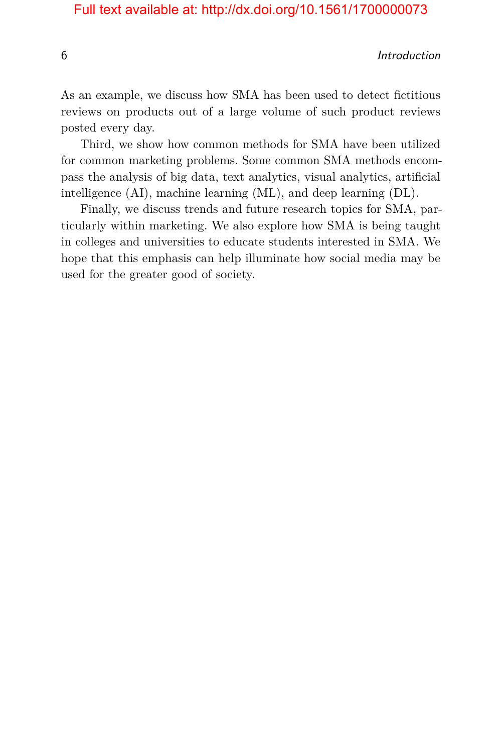As an example, we discuss how SMA has been used to detect fictitious reviews on products out of a large volume of such product reviews posted every day.

Third, we show how common methods for SMA have been utilized for common marketing problems. Some common SMA methods encompass the analysis of big data, text analytics, visual analytics, artificial intelligence (AI), machine learning (ML), and deep learning (DL).

Finally, we discuss trends and future research topics for SMA, particularly within marketing. We also explore how SMA is being taught in colleges and universities to educate students interested in SMA. We hope that this emphasis can help illuminate how social media may be used for the greater good of society.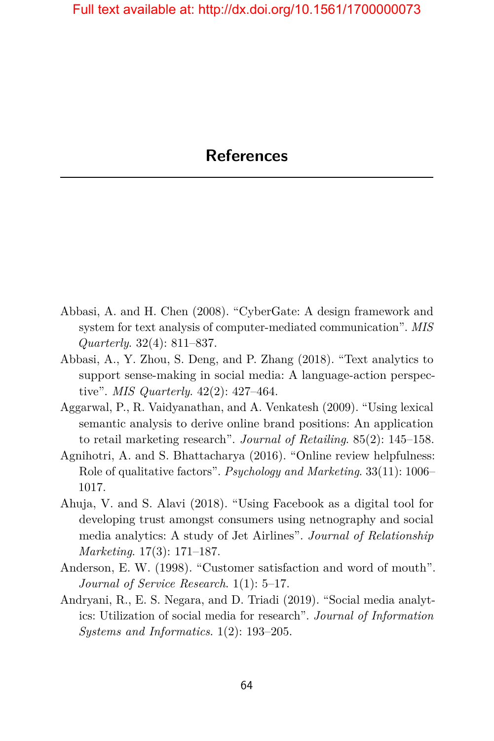# References

Abbasi, A. and H. Chen (2008). "CyberGate: A design framework and system for text analysis of computer-mediated communication". *MIS Quarterly*. 32(4): 811–837.

Abbasi, A., Y. Zhou, S. Deng, and P. Zhang (2018). "Text analytics to support sense-making in social media: A language-action perspective". *MIS Quarterly*. 42(2): 427–464.

Aggarwal, P., R. Vaidyanathan, and A. Venkatesh (2009). "Using lexical semantic analysis to derive online brand positions: An application to retail marketing research". *Journal of Retailing*. 85(2): 145–158.

Agnihotri, A. and S. Bhattacharya (2016). "Online review helpfulness: Role of qualitative factors". *Psychology and Marketing*. 33(11): 1006–1017.

Ahuja, V. and S. Alavi (2018). "Using Facebook as a digital tool for developing trust amongst consumers using netnography and social media analytics: A study of Jet Airlines". *Journal of Relationship Marketing*. 17(3): 171–187.

Anderson, E. W. (1998). "Customer satisfaction and word of mouth". *Journal of Service Research*. 1(1): 5–17.

Andryani, R., E. S. Negara, and D. Triadi (2019). "Social media analytics: Utilization of social media for research". *Journal of Information Systems and Informatics*. 1(2): 193–205.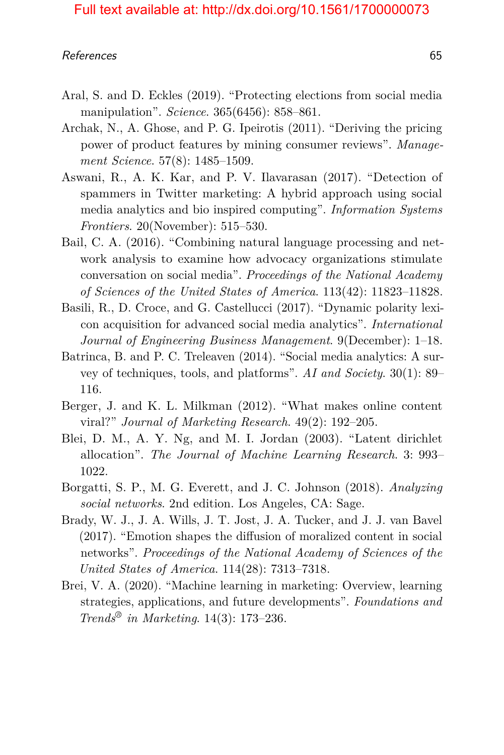Aral, S. and D. Eckles (2019). "Protecting elections from social media manipulation". *Science*. 365(6456): 858–861.

Archak, N., A. Ghose, and P. G. Ipeirotis (2011). "Deriving the pricing power of product features by mining consumer reviews". *Management Science*. 57(8): 1485–1509.

Aswani, R., A. K. Kar, and P. V. Ilavarasan (2017). "Detection of spammers in Twitter marketing: A hybrid approach using social media analytics and bio inspired computing". *Information Systems Frontiers*. 20(November): 515–530.

Bail, C. A. (2016). "Combining natural language processing and network analysis to examine how advocacy organizations stimulate conversation on social media". *Proceedings of the National Academy of Sciences of the United States of America*. 113(42): 11823–11828.

Basili, R., D. Croce, and G. Castellucci (2017). "Dynamic polarity lexicon acquisition for advanced social media analytics". *International Journal of Engineering Business Management*. 9(December): 1–18.

Batrinca, B. and P. C. Treleaven (2014). "Social media analytics: A survey of techniques, tools, and platforms". *AI and Society*. 30(1): 89–116.

Berger, J. and K. L. Milkman (2012). "What makes online content viral?" *Journal of Marketing Research*. 49(2): 192–205.

Blei, D. M., A. Y. Ng, and M. I. Jordan (2003). "Latent dirichlet allocation". *The Journal of Machine Learning Research*. 3: 993–1022.

Borgatti, S. P., M. G. Everett, and J. C. Johnson (2018). *Analyzing social networks*. 2nd edition. Los Angeles, CA: Sage.

Brady, W. J., J. A. Wills, J. T. Jost, J. A. Tucker, and J. J. van Bavel (2017). "Emotion shapes the diffusion of moralized content in social networks". *Proceedings of the National Academy of Sciences of the United States of America*. 114(28): 7313–7318.

Brei, V. A. (2020). "Machine learning in marketing: Overview, learning strategies, applications, and future developments". *Foundations and Trends® in Marketing*. 14(3): 173–236.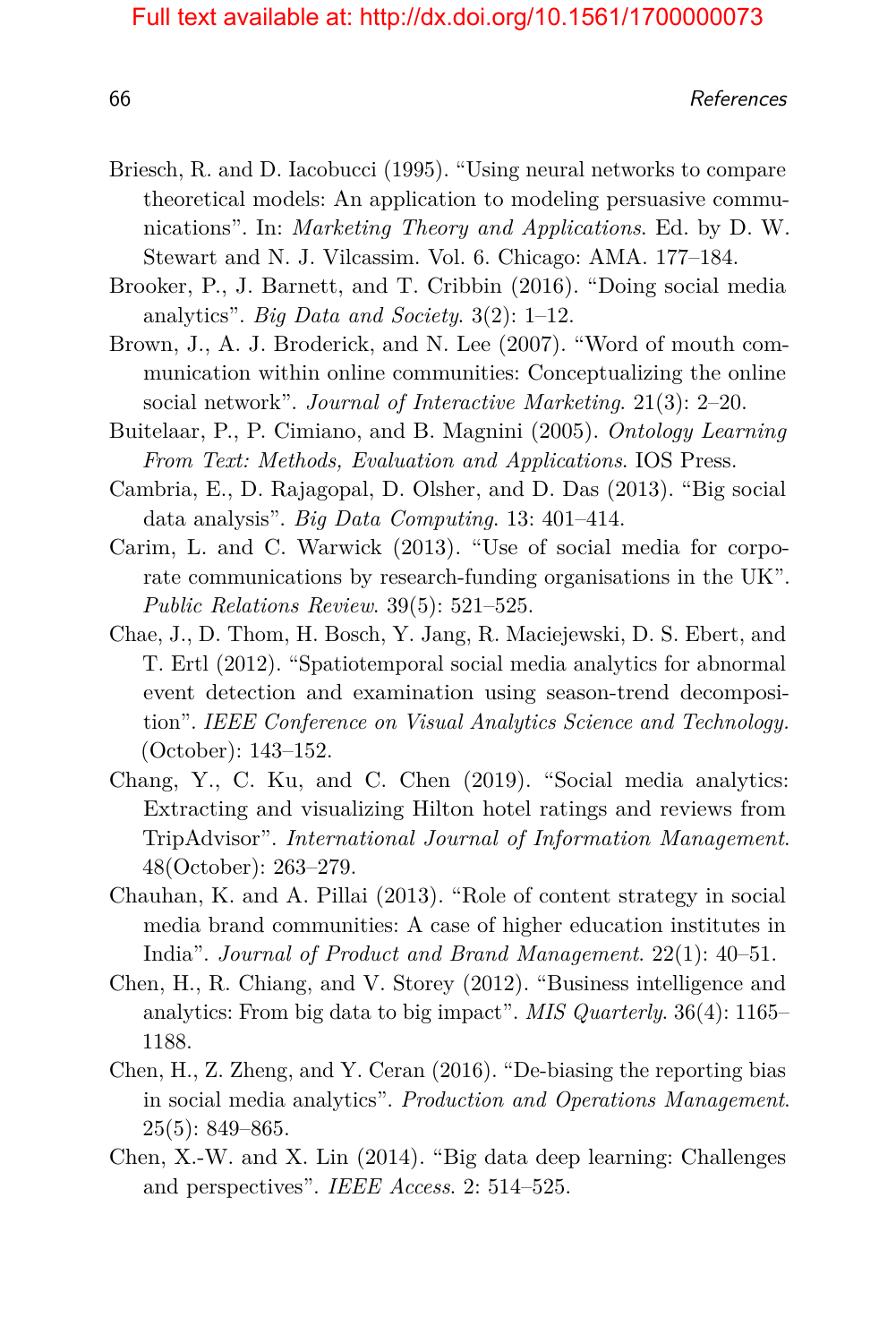Briesch, R. and D. Iacobucci (1995). "Using neural networks to compare theoretical models: An application to modeling persuasive communications". In: *Marketing Theory and Applications*. Ed. by D. W. Stewart and N. J. Vilcassim. Vol. 6. Chicago: AMA. 177–184.

Brooker, P., J. Barnett, and T. Cribbin (2016). "Doing social media analytics". *Big Data and Society*. 3(2): 1–12.

Brown, J., A. J. Broderick, and N. Lee (2007). "Word of mouth communication within online communities: Conceptualizing the online social network". *Journal of Interactive Marketing*. 21(3): 2–20.

Buitelaar, P., P. Cimiano, and B. Magnini (2005). *Ontology Learning From Text: Methods, Evaluation and Applications*. IOS Press.

Cambria, E., D. Rajagopal, D. Olsher, and D. Das (2013). "Big social data analysis". *Big Data Computing*. 13: 401–414.

Carim, L. and C. Warwick (2013). "Use of social media for corporate communications by research-funding organisations in the UK". *Public Relations Review*. 39(5): 521–525.

Chae, J., D. Thom, H. Bosch, Y. Jang, R. Maciejewski, D. S. Ebert, and T. Ertl (2012). "Spatiotemporal social media analytics for abnormal event detection and examination using season-trend decomposition". *IEEE Conference on Visual Analytics Science and Technology*. (October): 143–152.

Chang, Y., C. Ku, and C. Chen (2019). "Social media analytics: Extracting and visualizing Hilton hotel ratings and reviews from TripAdvisor". *International Journal of Information Management*. 48(October): 263–279.

Chauhan, K. and A. Pillai (2013). "Role of content strategy in social media brand communities: A case of higher education institutes in India". *Journal of Product and Brand Management*. 22(1): 40–51.

Chen, H., R. Chiang, and V. Storey (2012). "Business intelligence and analytics: From big data to big impact". *MIS Quarterly*. 36(4): 1165–1188.

Chen, H., Z. Zheng, and Y. Ceran (2016). "De-biasing the reporting bias in social media analytics". *Production and Operations Management*. 25(5): 849–865.

Chen, X.-W. and X. Lin (2014). "Big data deep learning: Challenges and perspectives". *IEEE Access*. 2: 514–525.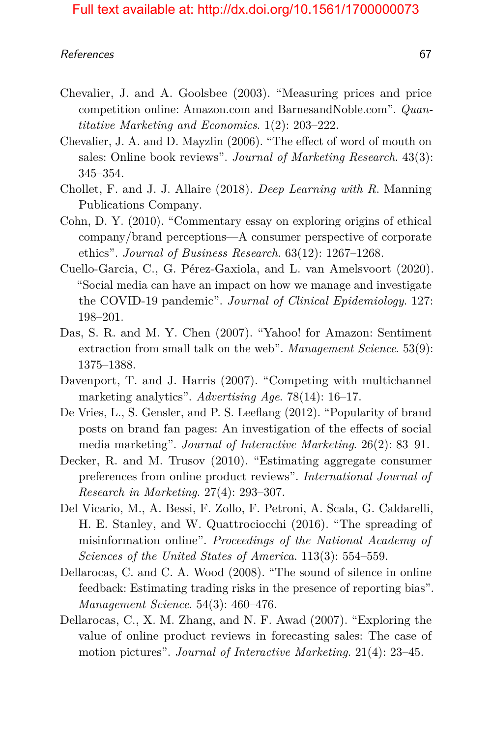Chevalier, J. and A. Goolsbee (2003). "Measuring prices and price competition online: Amazon.com and BarnesandNoble.com". *Quantitative Marketing and Economics*. 1(2): 203–222.

Chevalier, J. A. and D. Mayzlin (2006). "The effect of word of mouth on sales: Online book reviews". *Journal of Marketing Research*. 43(3): 345–354.

Chollet, F. and J. J. Allaire (2018). *Deep Learning with R*. Manning Publications Company.

Cohn, D. Y. (2010). "Commentary essay on exploring origins of ethical company/brand perceptions—A consumer perspective of corporate ethics". *Journal of Business Research*. 63(12): 1267–1268.

Cuello-Garcia, C., G. Pérez-Gaxiola, and L. van Amelsvoort (2020). "Social media can have an impact on how we manage and investigate the COVID-19 pandemic". *Journal of Clinical Epidemiology*. 127: 198–201.

Das, S. R. and M. Y. Chen (2007). "Yahoo! for Amazon: Sentiment extraction from small talk on the web". *Management Science*. 53(9): 1375–1388.

Davenport, T. and J. Harris (2007). "Competing with multichannel marketing analytics". *Advertising Age*. 78(14): 16–17.

De Vries, L., S. Gensler, and P. S. Leeflang (2012). "Popularity of brand posts on brand fan pages: An investigation of the effects of social media marketing". *Journal of Interactive Marketing*. 26(2): 83–91.

Decker, R. and M. Trusov (2010). "Estimating aggregate consumer preferences from online product reviews". *International Journal of Research in Marketing*. 27(4): 293–307.

Del Vicario, M., A. Bessi, F. Zollo, F. Petroni, A. Scala, G. Caldarelli, H. E. Stanley, and W. Quattrociocchi (2016). "The spreading of misinformation online". *Proceedings of the National Academy of Sciences of the United States of America*. 113(3): 554–559.

Dellarocas, C. and C. A. Wood (2008). "The sound of silence in online feedback: Estimating trading risks in the presence of reporting bias". *Management Science*. 54(3): 460–476.

Dellarocas, C., X. M. Zhang, and N. F. Awad (2007). "Exploring the value of online product reviews in forecasting sales: The case of motion pictures". *Journal of Interactive Marketing*. 21(4): 23–45.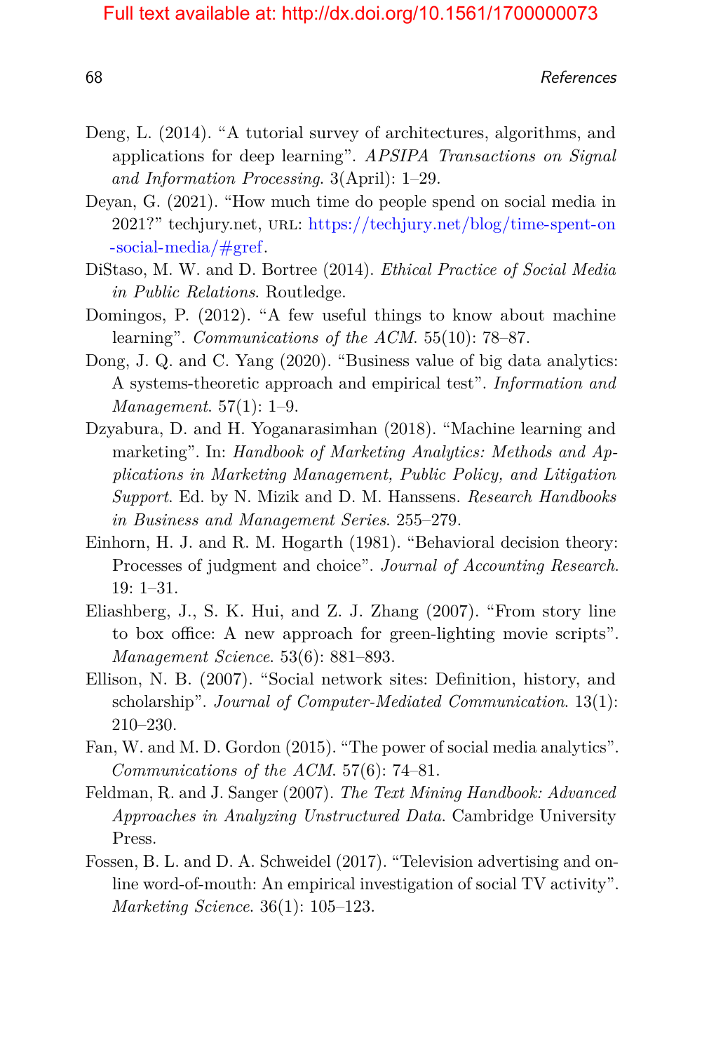Deng, L. (2014). "A tutorial survey of architectures, algorithms, and applications for deep learning". *APSIPA Transactions on Signal and Information Processing*. 3(April): 1–29.

Deyan, G. (2021). "How much time do people spend on social media in 2021?" techjury.net, URL: https://techjury.net/blog/time-spent-on-social-media/#gref.

DiStaso, M. W. and D. Bortree (2014). *Ethical Practice of Social Media in Public Relations*. Routledge.

Domingos, P. (2012). "A few useful things to know about machine learning". *Communications of the ACM*. 55(10): 78–87.

Dong, J. Q. and C. Yang (2020). "Business value of big data analytics: A systems-theoretic approach and empirical test". *Information and Management*. 57(1): 1–9.

Dzyabura, D. and H. Yoganarasimhan (2018). "Machine learning and marketing". In: *Handbook of Marketing Analytics: Methods and Applications in Marketing Management, Public Policy, and Litigation Support*. Ed. by N. Mizik and D. M. Hanssens. *Research Handbooks in Business and Management Series*. 255–279.

Einhorn, H. J. and R. M. Hogarth (1981). "Behavioral decision theory: Processes of judgment and choice". *Journal of Accounting Research*. 19: 1–31.

Eliashberg, J., S. K. Hui, and Z. J. Zhang (2007). "From story line to box office: A new approach for green-lighting movie scripts". *Management Science*. 53(6): 881–893.

Ellison, N. B. (2007). "Social network sites: Definition, history, and scholarship". *Journal of Computer-Mediated Communication*. 13(1): 210–230.

Fan, W. and M. D. Gordon (2015). "The power of social media analytics". *Communications of the ACM*. 57(6): 74–81.

Feldman, R. and J. Sanger (2007). *The Text Mining Handbook: Advanced Approaches in Analyzing Unstructured Data*. Cambridge University Press.

Fossen, B. L. and D. A. Schweidel (2017). "Television advertising and online word-of-mouth: An empirical investigation of social TV activity". *Marketing Science*. 36(1): 105–123.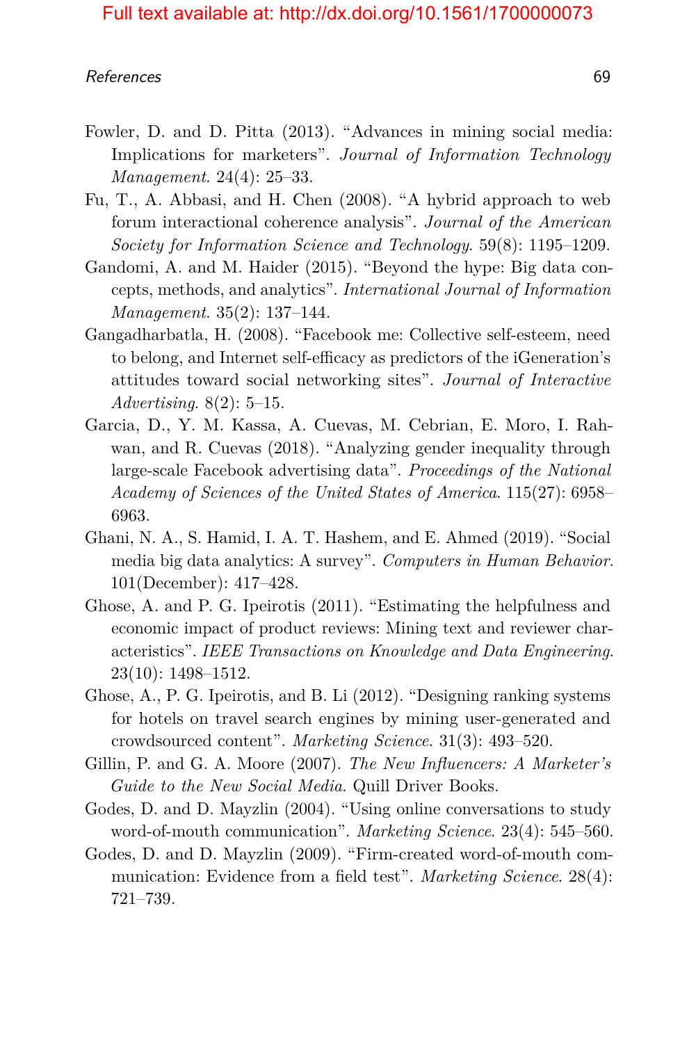Fowler, D. and D. Pitta (2013). "Advances in mining social media: Implications for marketers". *Journal of Information Technology Management*. 24(4): 25–33.

Fu, T., A. Abbasi, and H. Chen (2008). "A hybrid approach to web forum interactional coherence analysis". *Journal of the American Society for Information Science and Technology*. 59(8): 1195–1209.

Gandomi, A. and M. Haider (2015). "Beyond the hype: Big data concepts, methods, and analytics". *International Journal of Information Management*. 35(2): 137–144.

Gangadharbatla, H. (2008). "Facebook me: Collective self-esteem, need to belong, and Internet self-efficacy as predictors of the iGeneration's attitudes toward social networking sites". *Journal of Interactive Advertising*. 8(2): 5–15.

Garcia, D., Y. M. Kassa, A. Cuevas, M. Cebrian, E. Moro, I. Rahwan, and R. Cuevas (2018). "Analyzing gender inequality through large-scale Facebook advertising data". *Proceedings of the National Academy of Sciences of the United States of America*. 115(27): 6958–6963.

Ghani, N. A., S. Hamid, I. A. T. Hashem, and E. Ahmed (2019). "Social media big data analytics: A survey". *Computers in Human Behavior*. 101(December): 417–428.

Ghose, A. and P. G. Ipeirotis (2011). "Estimating the helpfulness and economic impact of product reviews: Mining text and reviewer characteristics". *IEEE Transactions on Knowledge and Data Engineering*. 23(10): 1498–1512.

Ghose, A., P. G. Ipeirotis, and B. Li (2012). "Designing ranking systems for hotels on travel search engines by mining user-generated and crowdsourced content". *Marketing Science*. 31(3): 493–520.

Gillin, P. and G. A. Moore (2007). *The New Influencers: A Marketer's Guide to the New Social Media*. Quill Driver Books.

Godes, D. and D. Mayzlin (2004). "Using online conversations to study word-of-mouth communication". *Marketing Science*. 23(4): 545–560.

Godes, D. and D. Mayzlin (2009). "Firm-created word-of-mouth communication: Evidence from a field test". *Marketing Science*. 28(4): 721–739.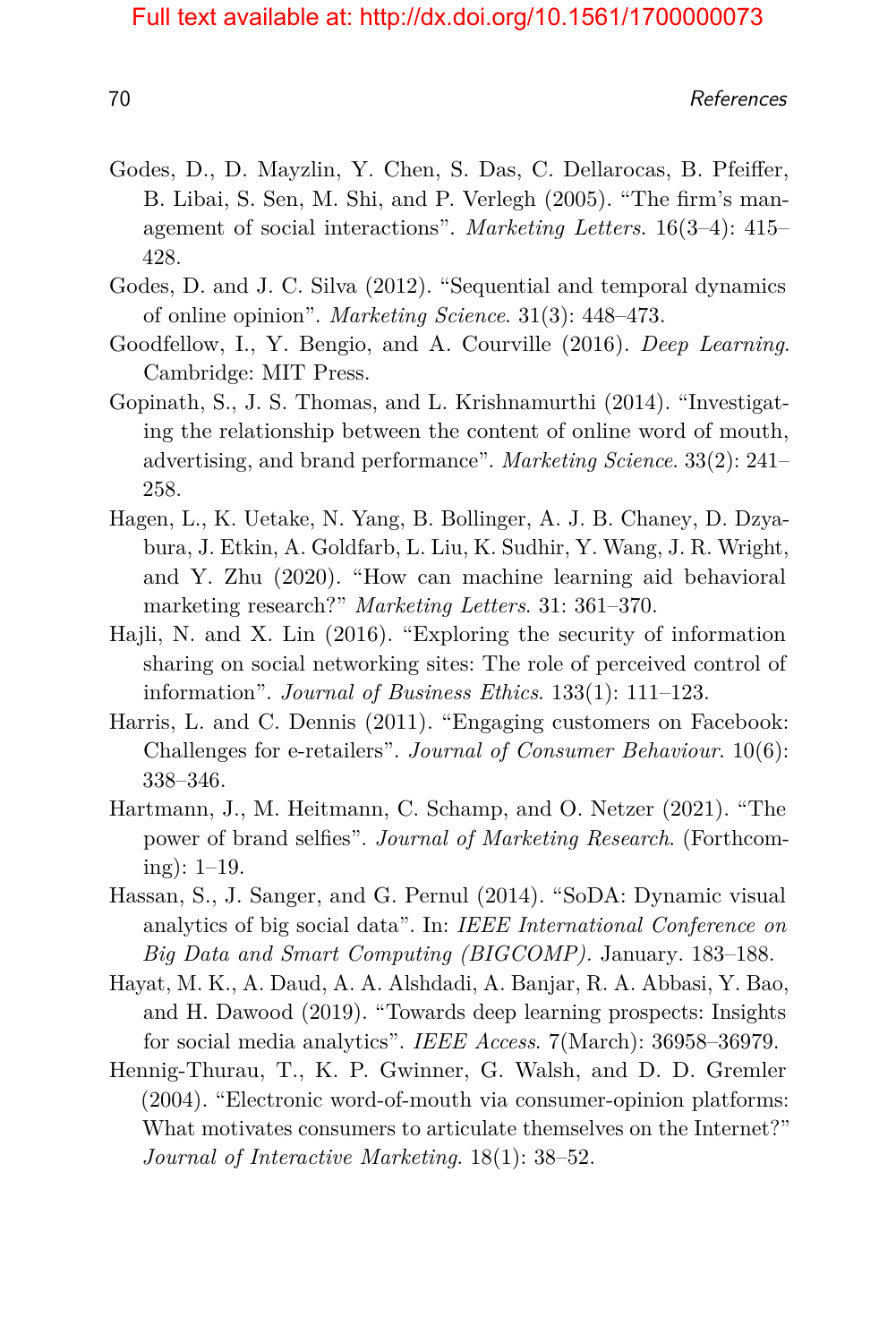Godes, D., D. Mayzlin, Y. Chen, S. Das, C. Dellarocas, B. Pfeiffer, B. Libai, S. Sen, M. Shi, and P. Verlegh (2005). "The firm's management of social interactions". *Marketing Letters*. 16(3–4): 415–428.

Godes, D. and J. C. Silva (2012). "Sequential and temporal dynamics of online opinion". *Marketing Science*. 31(3): 448–473.

Goodfellow, I., Y. Bengio, and A. Courville (2016). *Deep Learning*. Cambridge: MIT Press.

Gopinath, S., J. S. Thomas, and L. Krishnamurthi (2014). "Investigating the relationship between the content of online word of mouth, advertising, and brand performance". *Marketing Science*. 33(2): 241–258.

Hagen, L., K. Uetake, N. Yang, B. Bollinger, A. J. B. Chaney, D. Dzyabura, J. Etkin, A. Goldfarb, L. Liu, K. Sudhir, Y. Wang, J. R. Wright, and Y. Zhu (2020). "How can machine learning aid behavioral marketing research?" *Marketing Letters*. 31: 361–370.

Hajli, N. and X. Lin (2016). "Exploring the security of information sharing on social networking sites: The role of perceived control of information". *Journal of Business Ethics*. 133(1): 111–123.

Harris, L. and C. Dennis (2011). "Engaging customers on Facebook: Challenges for e-retailers". *Journal of Consumer Behaviour*. 10(6): 338–346.

Hartmann, J., M. Heitmann, C. Schamp, and O. Netzer (2021). "The power of brand selfies". *Journal of Marketing Research*. (Forthcoming): 1–19.

Hassan, S., J. Sanger, and G. Pernul (2014). "SoDA: Dynamic visual analytics of big social data". In: *IEEE International Conference on Big Data and Smart Computing (BIGCOMP)*. January. 183–188.

Hayat, M. K., A. Daud, A. A. Alshdadi, A. Banjar, R. A. Abbasi, Y. Bao, and H. Dawood (2019). "Towards deep learning prospects: Insights for social media analytics". *IEEE Access*. 7(March): 36958–36979.

Hennig-Thurau, T., K. P. Gwinner, G. Walsh, and D. D. Gremler (2004). "Electronic word-of-mouth via consumer-opinion platforms: What motivates consumers to articulate themselves on the Internet?" *Journal of Interactive Marketing*. 18(1): 38–52.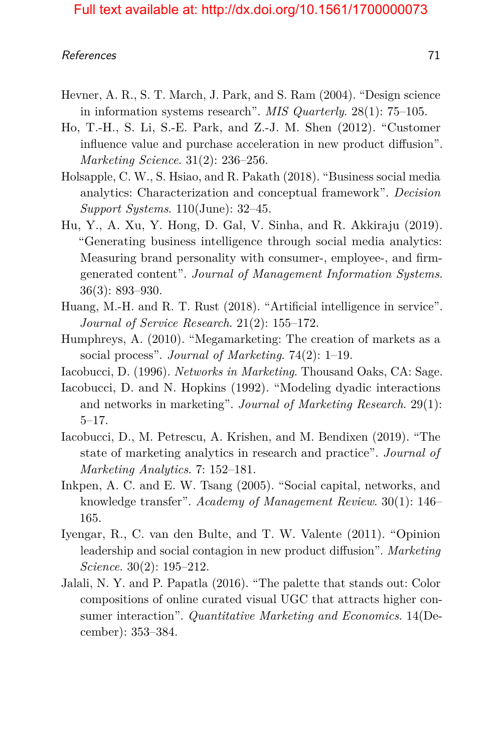Hevner, A. R., S. T. March, J. Park, and S. Ram (2004). "Design science in information systems research". *MIS Quarterly*. 28(1): 75–105.

Ho, T.-H., S. Li, S.-E. Park, and Z.-J. M. Shen (2012). "Customer influence value and purchase acceleration in new product diffusion". *Marketing Science*. 31(2): 236–256.

Holsapple, C. W., S. Hsiao, and R. Pakath (2018). "Business social media analytics: Characterization and conceptual framework". *Decision Support Systems*. 110(June): 32–45.

Hu, Y., A. Xu, Y. Hong, D. Gal, V. Sinha, and R. Akkiraju (2019). "Generating business intelligence through social media analytics: Measuring brand personality with consumer-, employee-, and firm-generated content". *Journal of Management Information Systems*. 36(3): 893–930.

Huang, M.-H. and R. T. Rust (2018). "Artificial intelligence in service". *Journal of Service Research*. 21(2): 155–172.

Humphreys, A. (2010). "Megamarketing: The creation of markets as a social process". *Journal of Marketing*. 74(2): 1–19.

Iacobucci, D. (1996). *Networks in Marketing*. Thousand Oaks, CA: Sage.

Iacobucci, D. and N. Hopkins (1992). "Modeling dyadic interactions and networks in marketing". *Journal of Marketing Research*. 29(1): 5–17.

Iacobucci, D., M. Petrescu, A. Krishen, and M. Bendixen (2019). "The state of marketing analytics in research and practice". *Journal of Marketing Analytics*. 7: 152–181.

Inkpen, A. C. and E. W. Tsang (2005). "Social capital, networks, and knowledge transfer". *Academy of Management Review*. 30(1): 146–165.

Iyengar, R., C. van den Bulte, and T. W. Valente (2011). "Opinion leadership and social contagion in new product diffusion". *Marketing Science*. 30(2): 195–212.

Jalali, N. Y. and P. Papatla (2016). "The palette that stands out: Color compositions of online curated visual UGC that attracts higher consumer interaction". *Quantitative Marketing and Economics*. 14(December): 353–384.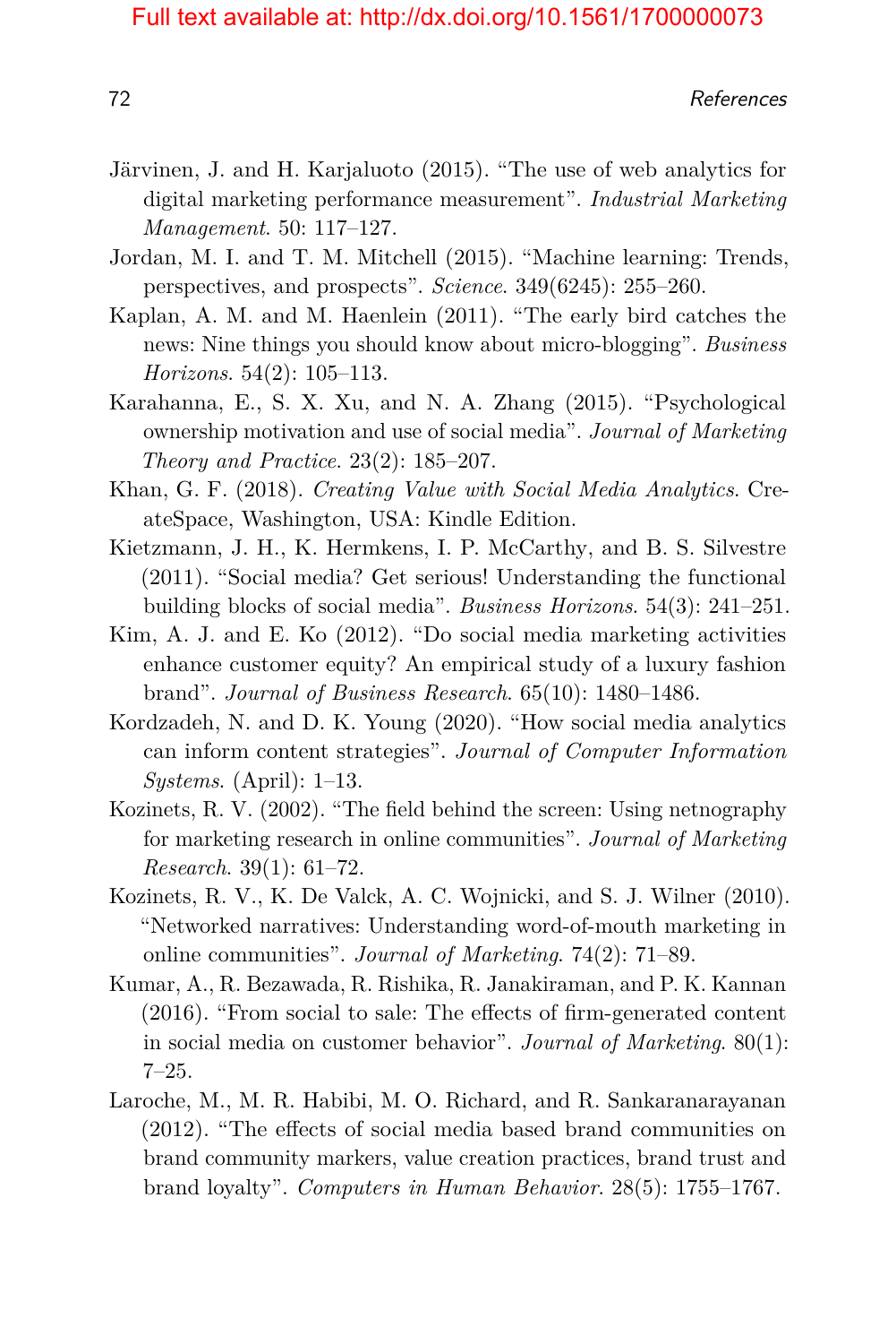Järvinen, J. and H. Karjaluoto (2015). "The use of web analytics for digital marketing performance measurement". *Industrial Marketing Management*. 50: 117–127.

Jordan, M. I. and T. M. Mitchell (2015). "Machine learning: Trends, perspectives, and prospects". *Science*. 349(6245): 255–260.

Kaplan, A. M. and M. Haenlein (2011). "The early bird catches the news: Nine things you should know about micro-blogging". *Business Horizons*. 54(2): 105–113.

Karahanna, E., S. X. Xu, and N. A. Zhang (2015). "Psychological ownership motivation and use of social media". *Journal of Marketing Theory and Practice*. 23(2): 185–207.

Khan, G. F. (2018). *Creating Value with Social Media Analytics*. CreateSpace, Washington, USA: Kindle Edition.

Kietzmann, J. H., K. Hermkens, I. P. McCarthy, and B. S. Silvestre (2011). "Social media? Get serious! Understanding the functional building blocks of social media". *Business Horizons*. 54(3): 241–251.

Kim, A. J. and E. Ko (2012). "Do social media marketing activities enhance customer equity? An empirical study of a luxury fashion brand". *Journal of Business Research*. 65(10): 1480–1486.

Kordzadeh, N. and D. K. Young (2020). "How social media analytics can inform content strategies". *Journal of Computer Information Systems*. (April): 1–13.

Kozinets, R. V. (2002). "The field behind the screen: Using netnography for marketing research in online communities". *Journal of Marketing Research*. 39(1): 61–72.

Kozinets, R. V., K. De Valck, A. C. Wojnicki, and S. J. Wilner (2010). "Networked narratives: Understanding word-of-mouth marketing in online communities". *Journal of Marketing*. 74(2): 71–89.

Kumar, A., R. Bezawada, R. Rishika, R. Janakiraman, and P. K. Kannan (2016). "From social to sale: The effects of firm-generated content in social media on customer behavior". *Journal of Marketing*. 80(1): 7–25.

Laroche, M., M. R. Habibi, M. O. Richard, and R. Sankaranarayanan (2012). "The effects of social media based brand communities on brand community markers, value creation practices, brand trust and brand loyalty". *Computers in Human Behavior*. 28(5): 1755–1767.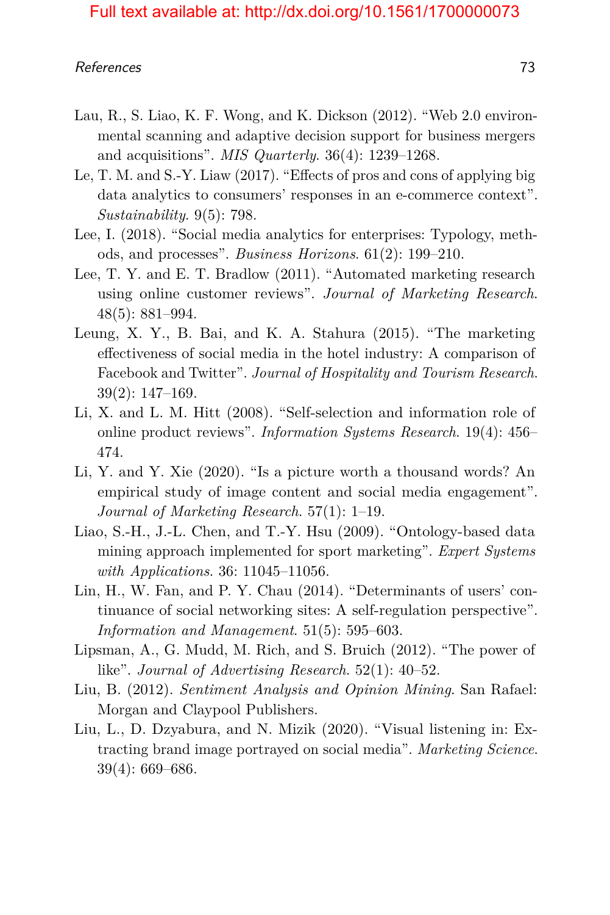Lau, R., S. Liao, K. F. Wong, and K. Dickson (2012). "Web 2.0 environmental scanning and adaptive decision support for business mergers and acquisitions". *MIS Quarterly*. 36(4): 1239–1268.

Le, T. M. and S.-Y. Liaw (2017). "Effects of pros and cons of applying big data analytics to consumers' responses in an e-commerce context". *Sustainability*. 9(5): 798.

Lee, I. (2018). "Social media analytics for enterprises: Typology, methods, and processes". *Business Horizons*. 61(2): 199–210.

Lee, T. Y. and E. T. Bradlow (2011). "Automated marketing research using online customer reviews". *Journal of Marketing Research*. 48(5): 881–994.

Leung, X. Y., B. Bai, and K. A. Stahura (2015). "The marketing effectiveness of social media in the hotel industry: A comparison of Facebook and Twitter". *Journal of Hospitality and Tourism Research*. 39(2): 147–169.

Li, X. and L. M. Hitt (2008). "Self-selection and information role of online product reviews". *Information Systems Research*. 19(4): 456–474.

Li, Y. and Y. Xie (2020). "Is a picture worth a thousand words? An empirical study of image content and social media engagement". *Journal of Marketing Research*. 57(1): 1–19.

Liao, S.-H., J.-L. Chen, and T.-Y. Hsu (2009). "Ontology-based data mining approach implemented for sport marketing". *Expert Systems with Applications*. 36: 11045–11056.

Lin, H., W. Fan, and P. Y. Chau (2014). "Determinants of users' continuance of social networking sites: A self-regulation perspective". *Information and Management*. 51(5): 595–603.

Lipsman, A., G. Mudd, M. Rich, and S. Bruich (2012). "The power of like". *Journal of Advertising Research*. 52(1): 40–52.

Liu, B. (2012). *Sentiment Analysis and Opinion Mining*. San Rafael: Morgan and Claypool Publishers.

Liu, L., D. Dzyabura, and N. Mizik (2020). "Visual listening in: Extracting brand image portrayed on social media". *Marketing Science*. 39(4): 669–686.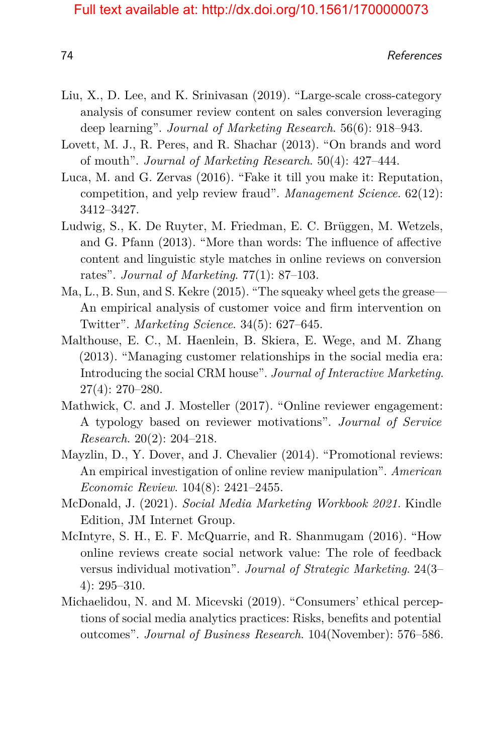Liu, X., D. Lee, and K. Srinivasan (2019). “Large-scale cross-category analysis of consumer review content on sales conversion leveraging deep learning”. *Journal of Marketing Research*. 56(6): 918–943.

Lovett, M. J., R. Peres, and R. Shachar (2013). “On brands and word of mouth”. *Journal of Marketing Research*. 50(4): 427–444.

Luca, M. and G. Zervas (2016). “Fake it till you make it: Reputation, competition, and yelp review fraud”. *Management Science*. 62(12): 3412–3427.

Ludwig, S., K. De Ruyter, M. Friedman, E. C. Brüggen, M. Wetzels, and G. Pfann (2013). “More than words: The influence of affective content and linguistic style matches in online reviews on conversion rates”. *Journal of Marketing*. 77(1): 87–103.

Ma, L., B. Sun, and S. Kekre (2015). “The squeaky wheel gets the grease—An empirical analysis of customer voice and firm intervention on Twitter”. *Marketing Science*. 34(5): 627–645.

Malthouse, E. C., M. Haenlein, B. Skiera, E. Wege, and M. Zhang (2013). “Managing customer relationships in the social media era: Introducing the social CRM house”. *Journal of Interactive Marketing*. 27(4): 270–280.

Mathwick, C. and J. Mosteller (2017). “Online reviewer engagement: A typology based on reviewer motivations”. *Journal of Service Research*. 20(2): 204–218.

Mayzlin, D., Y. Dover, and J. Chevalier (2014). “Promotional reviews: An empirical investigation of online review manipulation”. *American Economic Review*. 104(8): 2421–2455.

McDonald, J. (2021). *Social Media Marketing Workbook 2021*. Kindle Edition, JM Internet Group.

McIntyre, S. H., E. F. McQuarrie, and R. Shanmugam (2016). “How online reviews create social network value: The role of feedback versus individual motivation”. *Journal of Strategic Marketing*. 24(3–4): 295–310.

Michaelidou, N. and M. Micevski (2019). “Consumers’ ethical perceptions of social media analytics practices: Risks, benefits and potential outcomes”. *Journal of Business Research*. 104(November): 576–586.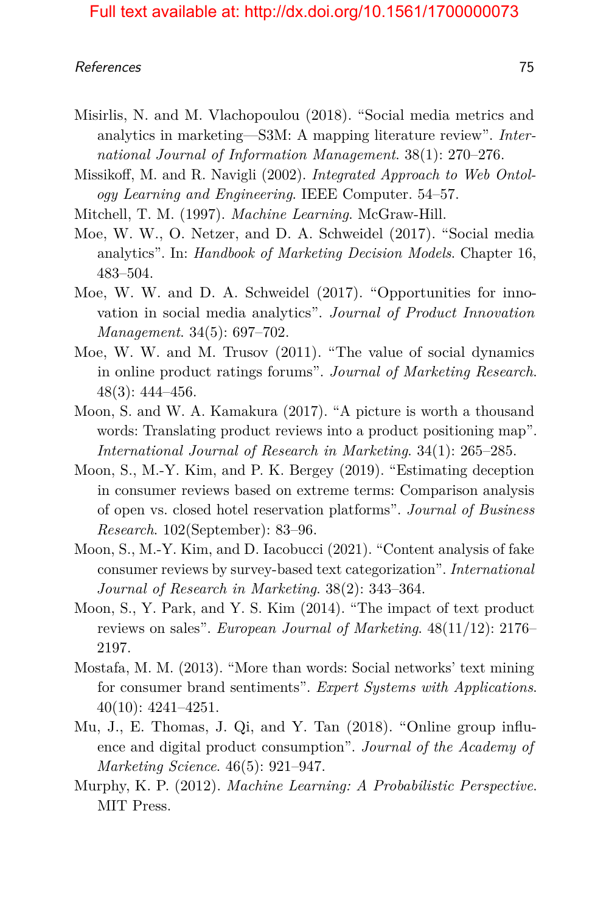Misirlis, N. and M. Vlachopoulou (2018). "Social media metrics and analytics in marketing—S3M: A mapping literature review". *International Journal of Information Management*. 38(1): 270–276.

Missikoff, M. and R. Navigli (2002). *Integrated Approach to Web Ontology Learning and Engineering*. IEEE Computer. 54–57.

Mitchell, T. M. (1997). *Machine Learning*. McGraw-Hill.

Moe, W. W., O. Netzer, and D. A. Schweidel (2017). "Social media analytics". In: *Handbook of Marketing Decision Models*. Chapter 16, 483–504.

Moe, W. W. and D. A. Schweidel (2017). "Opportunities for innovation in social media analytics". *Journal of Product Innovation Management*. 34(5): 697–702.

Moe, W. W. and M. Trusov (2011). "The value of social dynamics in online product ratings forums". *Journal of Marketing Research*. 48(3): 444–456.

Moon, S. and W. A. Kamakura (2017). "A picture is worth a thousand words: Translating product reviews into a product positioning map". *International Journal of Research in Marketing*. 34(1): 265–285.

Moon, S., M.-Y. Kim, and P. K. Bergey (2019). "Estimating deception in consumer reviews based on extreme terms: Comparison analysis of open vs. closed hotel reservation platforms". *Journal of Business Research*. 102(September): 83–96.

Moon, S., M.-Y. Kim, and D. Iacobucci (2021). "Content analysis of fake consumer reviews by survey-based text categorization". *International Journal of Research in Marketing*. 38(2): 343–364.

Moon, S., Y. Park, and Y. S. Kim (2014). "The impact of text product reviews on sales". *European Journal of Marketing*. 48(11/12): 2176–2197.

Mostafa, M. M. (2013). "More than words: Social networks' text mining for consumer brand sentiments". *Expert Systems with Applications*. 40(10): 4241–4251.

Mu, J., E. Thomas, J. Qi, and Y. Tan (2018). "Online group influence and digital product consumption". *Journal of the Academy of Marketing Science*. 46(5): 921–947.

Murphy, K. P. (2012). *Machine Learning: A Probabilistic Perspective*. MIT Press.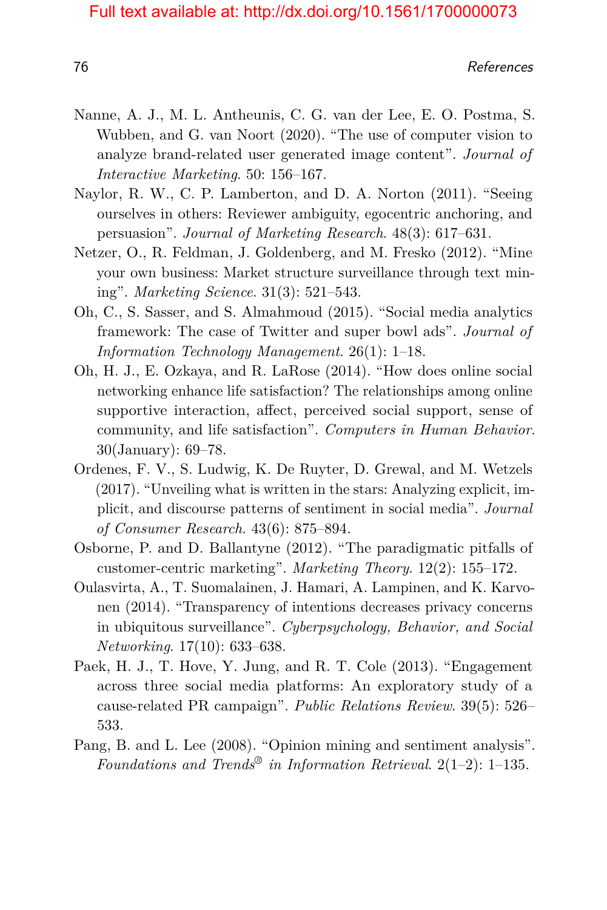Nanne, A. J., M. L. Antheunis, C. G. van der Lee, E. O. Postma, S. Wubben, and G. van Noort (2020). "The use of computer vision to analyze brand-related user generated image content". *Journal of Interactive Marketing*. 50: 156–167.

Naylor, R. W., C. P. Lamberton, and D. A. Norton (2011). "Seeing ourselves in others: Reviewer ambiguity, egocentric anchoring, and persuasion". *Journal of Marketing Research*. 48(3): 617–631.

Netzer, O., R. Feldman, J. Goldenberg, and M. Fresko (2012). "Mine your own business: Market structure surveillance through text mining". *Marketing Science*. 31(3): 521–543.

Oh, C., S. Sasser, and S. Almahmoud (2015). "Social media analytics framework: The case of Twitter and super bowl ads". *Journal of Information Technology Management*. 26(1): 1–18.

Oh, H. J., E. Ozkaya, and R. LaRose (2014). "How does online social networking enhance life satisfaction? The relationships among online supportive interaction, affect, perceived social support, sense of community, and life satisfaction". *Computers in Human Behavior*. 30(January): 69–78.

Ordenes, F. V., S. Ludwig, K. De Ruyter, D. Grewal, and M. Wetzels (2017). "Unveiling what is written in the stars: Analyzing explicit, implicit, and discourse patterns of sentiment in social media". *Journal of Consumer Research*. 43(6): 875–894.

Osborne, P. and D. Ballantyne (2012). "The paradigmatic pitfalls of customer-centric marketing". *Marketing Theory*. 12(2): 155–172.

Oulasvirta, A., T. Suomalainen, J. Hamari, A. Lampinen, and K. Karvonen (2014). "Transparency of intentions decreases privacy concerns in ubiquitous surveillance". *Cyberpsychology, Behavior, and Social Networking*. 17(10): 633–638.

Paek, H. J., T. Hove, Y. Jung, and R. T. Cole (2013). "Engagement across three social media platforms: An exploratory study of a cause-related PR campaign". *Public Relations Review*. 39(5): 526–533.

Pang, B. and L. Lee (2008). "Opinion mining and sentiment analysis". *Foundations and Trends® in Information Retrieval*. 2(1–2): 1–135.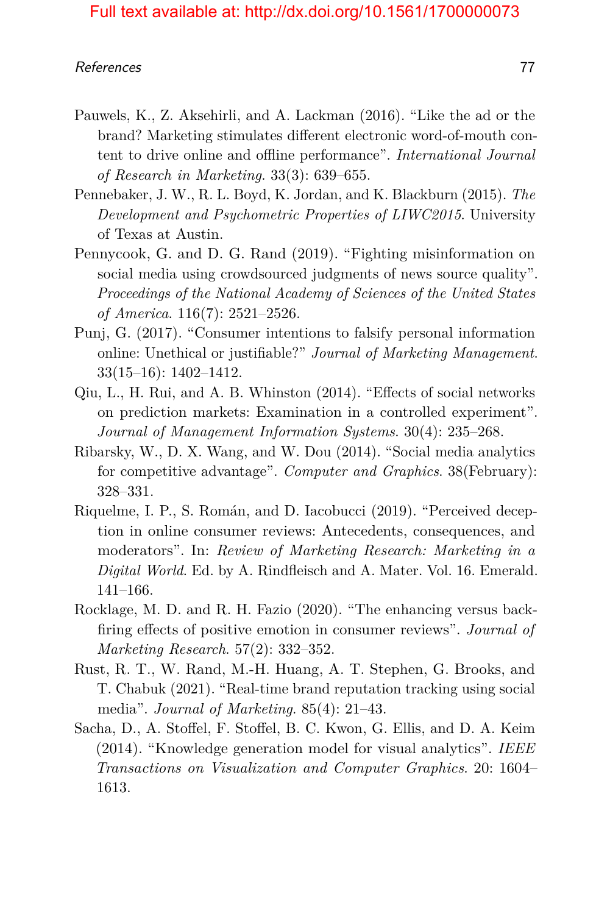Pauwels, K., Z. Aksehirli, and A. Lackman (2016). "Like the ad or the brand? Marketing stimulates different electronic word-of-mouth content to drive online and offline performance". *International Journal of Research in Marketing*. 33(3): 639–655.

Pennebaker, J. W., R. L. Boyd, K. Jordan, and K. Blackburn (2015). *The Development and Psychometric Properties of LIWC2015*. University of Texas at Austin.

Pennycook, G. and D. G. Rand (2019). "Fighting misinformation on social media using crowdsourced judgments of news source quality". *Proceedings of the National Academy of Sciences of the United States of America*. 116(7): 2521–2526.

Punj, G. (2017). "Consumer intentions to falsify personal information online: Unethical or justifiable?" *Journal of Marketing Management*. 33(15–16): 1402–1412.

Qiu, L., H. Rui, and A. B. Whinston (2014). "Effects of social networks on prediction markets: Examination in a controlled experiment". *Journal of Management Information Systems*. 30(4): 235–268.

Ribarsky, W., D. X. Wang, and W. Dou (2014). "Social media analytics for competitive advantage". *Computer and Graphics*. 38(February): 328–331.

Riquelme, I. P., S. Román, and D. Iacobucci (2019). "Perceived deception in online consumer reviews: Antecedents, consequences, and moderators". In: *Review of Marketing Research: Marketing in a Digital World*. Ed. by A. Rindfleisch and A. Mater. Vol. 16. Emerald. 141–166.

Rocklage, M. D. and R. H. Fazio (2020). "The enhancing versus backfiring effects of positive emotion in consumer reviews". *Journal of Marketing Research*. 57(2): 332–352.

Rust, R. T., W. Rand, M.-H. Huang, A. T. Stephen, G. Brooks, and T. Chabuk (2021). "Real-time brand reputation tracking using social media". *Journal of Marketing*. 85(4): 21–43.

Sacha, D., A. Stoffel, F. Stoffel, B. C. Kwon, G. Ellis, and D. A. Keim (2014). "Knowledge generation model for visual analytics". *IEEE Transactions on Visualization and Computer Graphics*. 20: 1604–1613.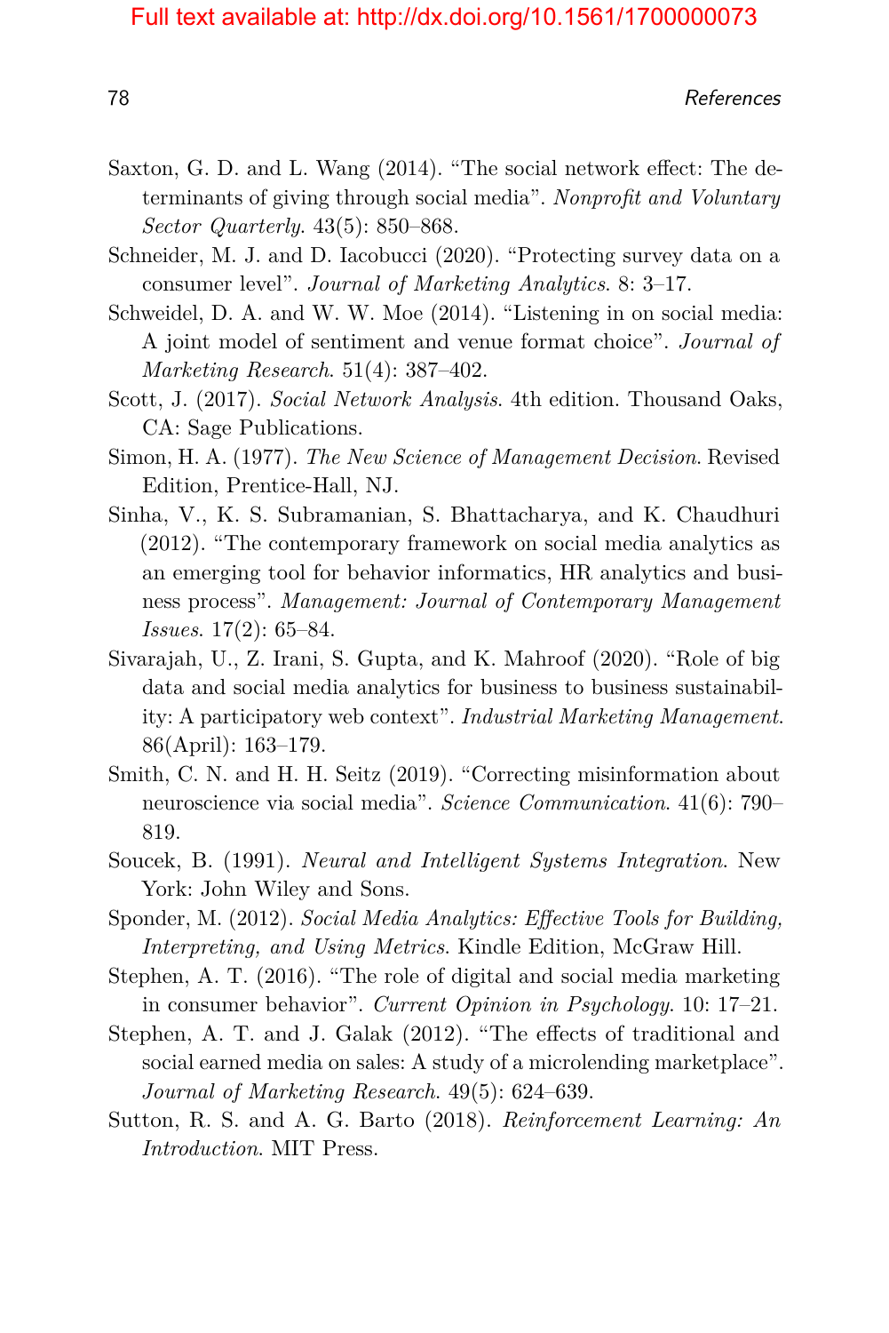Saxton, G. D. and L. Wang (2014). “The social network effect: The determinants of giving through social media”. *Nonprofit and Voluntary Sector Quarterly*. 43(5): 850–868.

Schneider, M. J. and D. Iacobucci (2020). “Protecting survey data on a consumer level”. *Journal of Marketing Analytics*. 8: 3–17.

Schweidel, D. A. and W. W. Moe (2014). “Listening in on social media: A joint model of sentiment and venue format choice”. *Journal of Marketing Research*. 51(4): 387–402.

Scott, J. (2017). *Social Network Analysis*. 4th edition. Thousand Oaks, CA: Sage Publications.

Simon, H. A. (1977). *The New Science of Management Decision*. Revised Edition, Prentice-Hall, NJ.

Sinha, V., K. S. Subramanian, S. Bhattacharya, and K. Chaudhuri (2012). “The contemporary framework on social media analytics as an emerging tool for behavior informatics, HR analytics and business process”. *Management: Journal of Contemporary Management Issues*. 17(2): 65–84.

Sivarajah, U., Z. Irani, S. Gupta, and K. Mahroof (2020). “Role of big data and social media analytics for business to business sustainability: A participatory web context”. *Industrial Marketing Management*. 86(April): 163–179.

Smith, C. N. and H. H. Seitz (2019). “Correcting misinformation about neuroscience via social media”. *Science Communication*. 41(6): 790–819.

Soucek, B. (1991). *Neural and Intelligent Systems Integration*. New York: John Wiley and Sons.

Sponder, M. (2012). *Social Media Analytics: Effective Tools for Building, Interpreting, and Using Metrics*. Kindle Edition, McGraw Hill.

Stephen, A. T. (2016). “The role of digital and social media marketing in consumer behavior”. *Current Opinion in Psychology*. 10: 17–21.

Stephen, A. T. and J. Galak (2012). “The effects of traditional and social earned media on sales: A study of a microlending marketplace”. *Journal of Marketing Research*. 49(5): 624–639.

Sutton, R. S. and A. G. Barto (2018). *Reinforcement Learning: An Introduction*. MIT Press.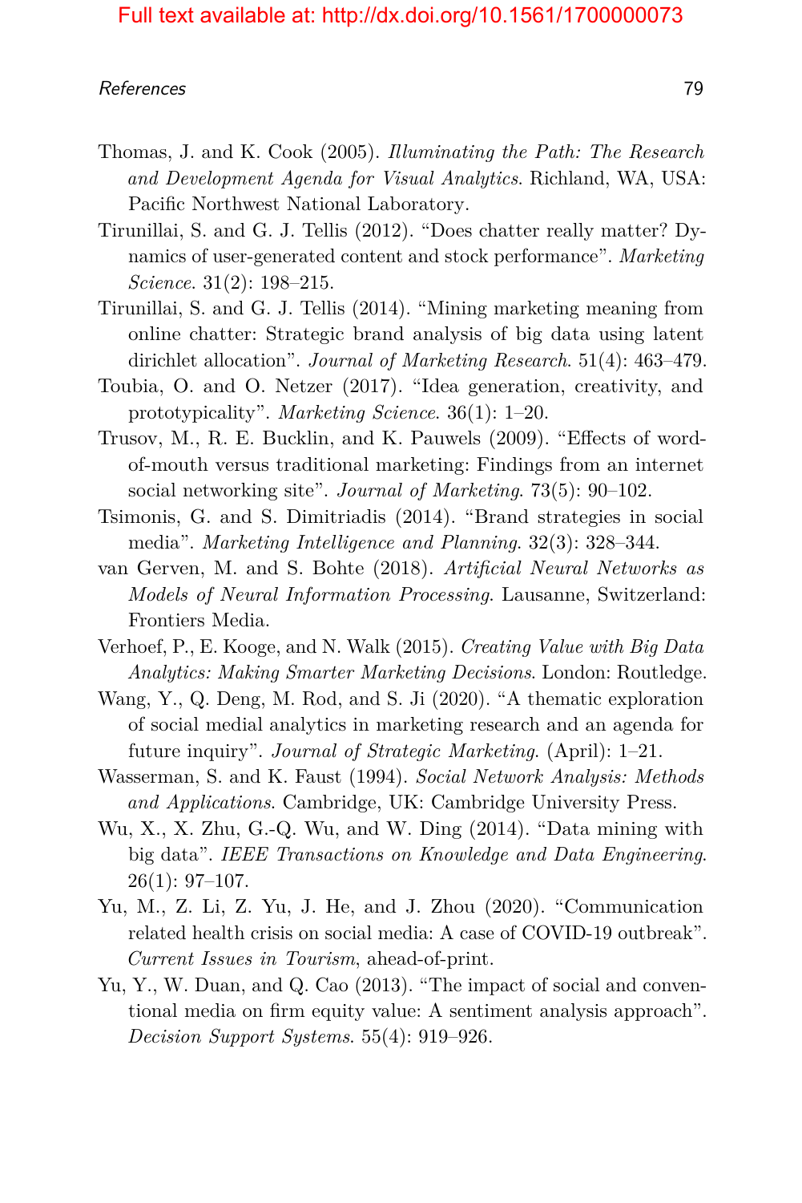Thomas, J. and K. Cook (2005). *Illuminating the Path: The Research and Development Agenda for Visual Analytics*. Richland, WA, USA: Pacific Northwest National Laboratory.

Tirunillai, S. and G. J. Tellis (2012). "Does chatter really matter? Dynamics of user-generated content and stock performance". *Marketing Science*. 31(2): 198–215.

Tirunillai, S. and G. J. Tellis (2014). "Mining marketing meaning from online chatter: Strategic brand analysis of big data using latent dirichlet allocation". *Journal of Marketing Research*. 51(4): 463–479.

Toubia, O. and O. Netzer (2017). "Idea generation, creativity, and prototypicality". *Marketing Science*. 36(1): 1–20.

Trusov, M., R. E. Bucklin, and K. Pauwels (2009). "Effects of word-of-mouth versus traditional marketing: Findings from an internet social networking site". *Journal of Marketing*. 73(5): 90–102.

Tsimonis, G. and S. Dimitriadis (2014). "Brand strategies in social media". *Marketing Intelligence and Planning*. 32(3): 328–344.

van Gerven, M. and S. Bohte (2018). *Artificial Neural Networks as Models of Neural Information Processing*. Lausanne, Switzerland: Frontiers Media.

Verhoef, P., E. Kooge, and N. Walk (2015). *Creating Value with Big Data Analytics: Making Smarter Marketing Decisions*. London: Routledge.

Wang, Y., Q. Deng, M. Rod, and S. Ji (2020). "A thematic exploration of social medial analytics in marketing research and an agenda for future inquiry". *Journal of Strategic Marketing*. (April): 1–21.

Wasserman, S. and K. Faust (1994). *Social Network Analysis: Methods and Applications*. Cambridge, UK: Cambridge University Press.

Wu, X., X. Zhu, G.-Q. Wu, and W. Ding (2014). "Data mining with big data". *IEEE Transactions on Knowledge and Data Engineering*. 26(1): 97–107.

Yu, M., Z. Li, Z. Yu, J. He, and J. Zhou (2020). "Communication related health crisis on social media: A case of COVID-19 outbreak". *Current Issues in Tourism*, ahead-of-print.

Yu, Y., W. Duan, and Q. Cao (2013). "The impact of social and conventional media on firm equity value: A sentiment analysis approach". *Decision Support Systems*. 55(4): 919–926.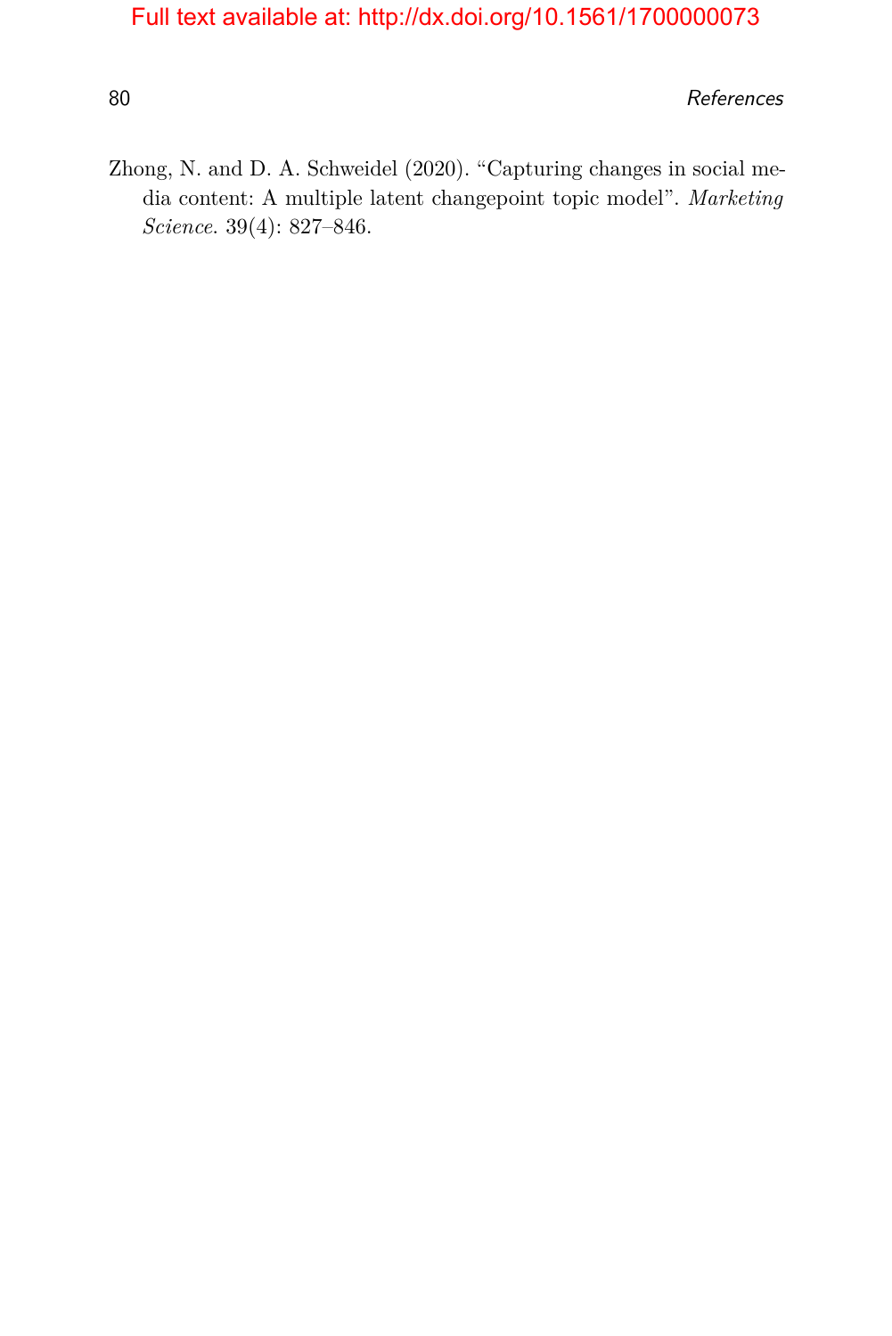Zhong, N. and D. A. Schweidel (2020). “Capturing changes in social media content: A multiple latent changepoint topic model”. *Marketing Science*. 39(4): 827–846.